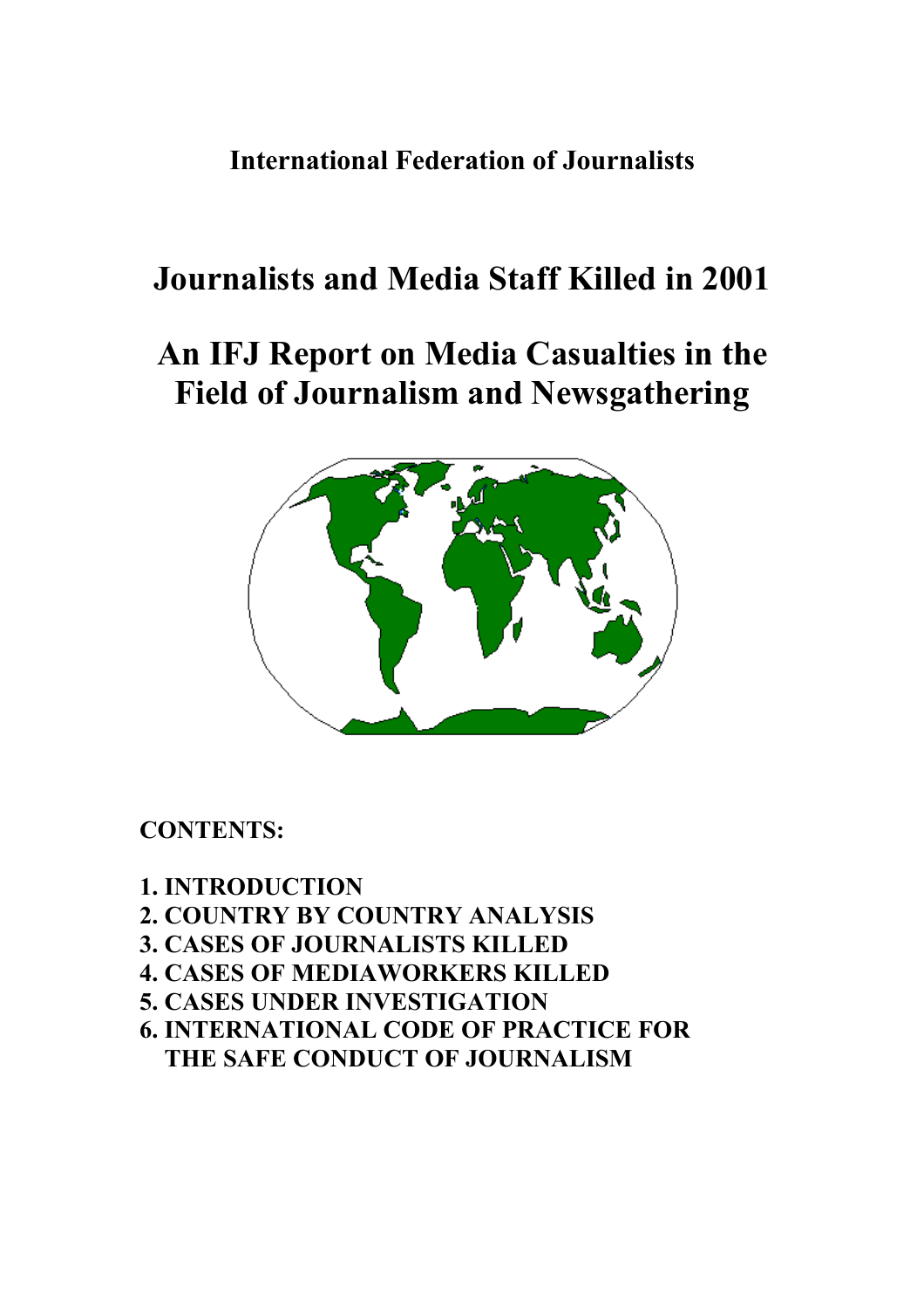**International Federation of Journalists**

# Journalists and Media Staff Killed in 2001

# An IFJ Report on Media Casualties in the Field of Journalism and Newsgathering

**CONTENTS:**

1. **INTRODUCTION**
2. **COUNTRY BY COUNTRY ANALYSIS**
3. **CASES OF JOURNALISTS KILLED**
4. **CASES OF MEDIAWORKERS KILLED**
5. **CASES UNDER INVESTIGATION**
6. **INTERNATIONAL CODE OF PRACTICE FOR THE SAFE CONDUCT OF JOURNALISM**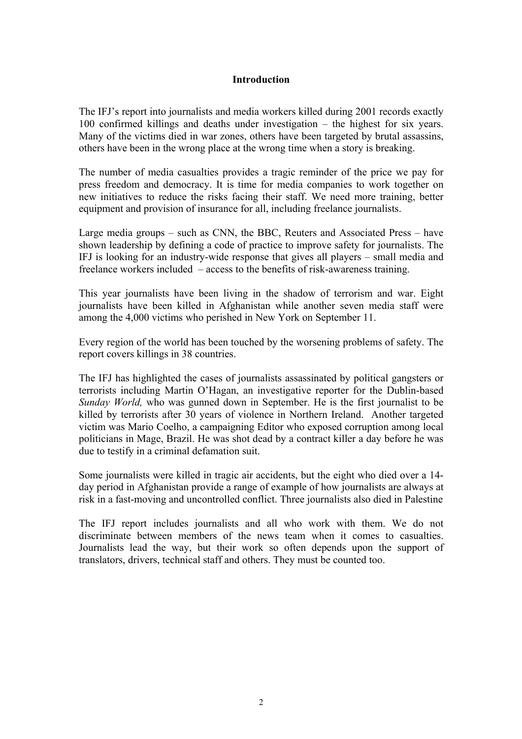## Introduction

The IFJ's report into journalists and media workers killed during 2001 records exactly 100 confirmed killings and deaths under investigation – the highest for six years. Many of the victims died in war zones, others have been targeted by brutal assassins, others have been in the wrong place at the wrong time when a story is breaking.

The number of media casualties provides a tragic reminder of the price we pay for press freedom and democracy. It is time for media companies to work together on new initiatives to reduce the risks facing their staff. We need more training, better equipment and provision of insurance for all, including freelance journalists.

Large media groups – such as CNN, the BBC, Reuters and Associated Press – have shown leadership by defining a code of practice to improve safety for journalists. The IFJ is looking for an industry-wide response that gives all players – small media and freelance workers included – access to the benefits of risk-awareness training.

This year journalists have been living in the shadow of terrorism and war. Eight journalists have been killed in Afghanistan while another seven media staff were among the 4,000 victims who perished in New York on September 11.

Every region of the world has been touched by the worsening problems of safety. The report covers killings in 38 countries.

The IFJ has highlighted the cases of journalists assassinated by political gangsters or terrorists including Martin O'Hagan, an investigative reporter for the Dublin-based *Sunday World,* who was gunned down in September. He is the first journalist to be killed by terrorists after 30 years of violence in Northern Ireland. Another targeted victim was Mario Coelho, a campaigning Editor who exposed corruption among local politicians in Mage, Brazil. He was shot dead by a contract killer a day before he was due to testify in a criminal defamation suit.

Some journalists were killed in tragic air accidents, but the eight who died over a 14-day period in Afghanistan provide a range of example of how journalists are always at risk in a fast-moving and uncontrolled conflict. Three journalists also died in Palestine

The IFJ report includes journalists and all who work with them. We do not discriminate between members of the news team when it comes to casualties. Journalists lead the way, but their work so often depends upon the support of translators, drivers, technical staff and others. They must be counted too.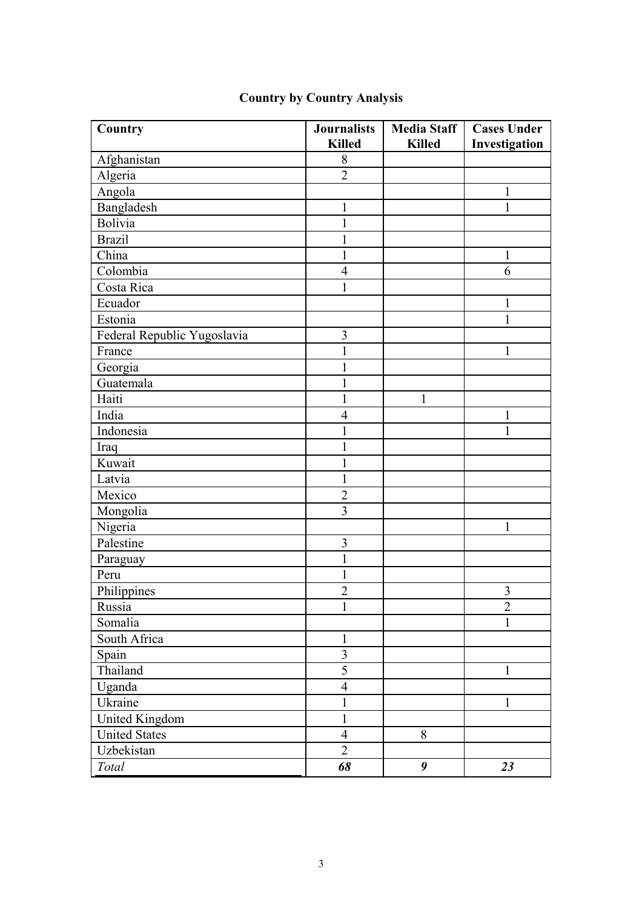## Country by Country Analysis

| Country | Journalists Killed | Media Staff Killed | Cases Under Investigation |
|---|---|---|---|
| Afghanistan | 8 | | |
| Algeria | 2 | | |
| Angola | | | 1 |
| Bangladesh | 1 | | 1 |
| Bolivia | 1 | | |
| Brazil | 1 | | |
| China | 1 | | 1 |
| Colombia | 4 | | 6 |
| Costa Rica | 1 | | |
| Ecuador | | | 1 |
| Estonia | | | 1 |
| Federal Republic Yugoslavia | 3 | | |
| France | 1 | | 1 |
| Georgia | 1 | | |
| Guatemala | 1 | | |
| Haiti | 1 | 1 | |
| India | 4 | | 1 |
| Indonesia | 1 | | 1 |
| Iraq | 1 | | |
| Kuwait | 1 | | |
| Latvia | 1 | | |
| Mexico | 2 | | |
| Mongolia | 3 | | |
| Nigeria | | | 1 |
| Palestine | 3 | | |
| Paraguay | 1 | | |
| Peru | 1 | | |
| Philippines | 2 | | 3 |
| Russia | 1 | | 2 |
| Somalia | | | 1 |
| South Africa | 1 | | |
| Spain | 3 | | |
| Thailand | 5 | | 1 |
| Uganda | 4 | | |
| Ukraine | 1 | | 1 |
| United Kingdom | 1 | | |
| United States | 4 | 8 | |
| Uzbekistan | 2 | | |
| *Total* | ***68*** | ***9*** | ***23*** |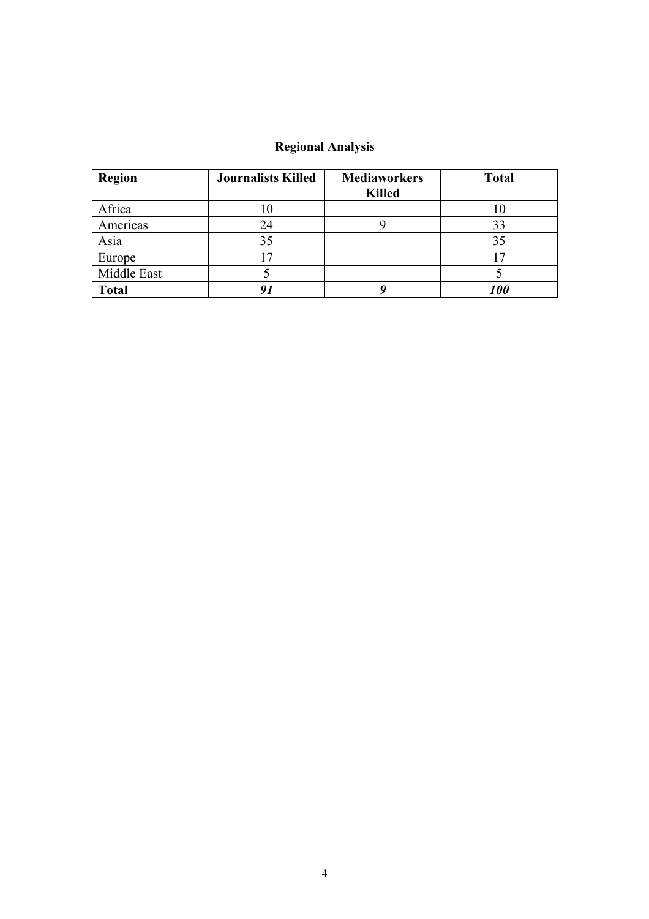## Regional Analysis

| Region | Journalists Killed | Mediaworkers Killed | Total |
|---|---|---|---|
| Africa | 10 | | 10 |
| Americas | 24 | 9 | 33 |
| Asia | 35 | | 35 |
| Europe | 17 | | 17 |
| Middle East | 5 | | 5 |
| **Total** | ***91*** | ***9*** | ***100*** |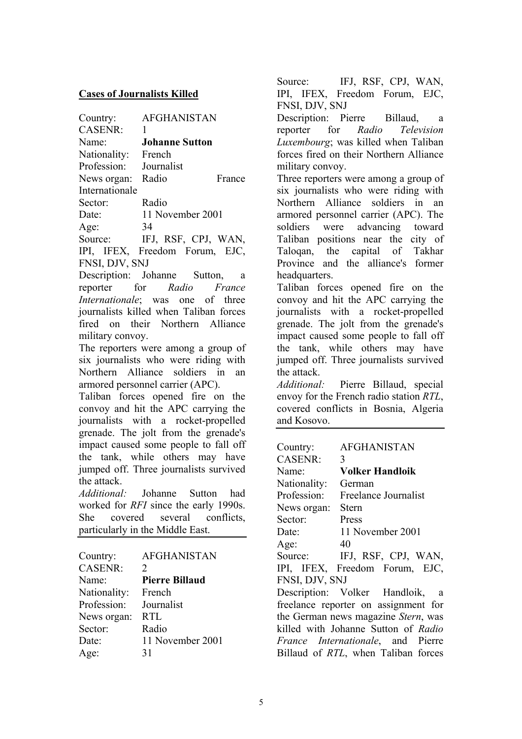**Cases of Journalists Killed**

Country: AFGHANISTAN
CASENR: 1
Name: **Johanne Sutton**
Nationality: French
Profession: Journalist
News organ: Radio France Internationale
Sector: Radio
Date: 11 November 2001
Age: 34
Source: IFJ, RSF, CPJ, WAN, IPI, IFEX, Freedom Forum, EJC, FNSI, DJV, SNJ

Description: Johanne Sutton, a reporter for *Radio France Internationale*; was one of three journalists killed when Taliban forces fired on their Northern Alliance military convoy.

The reporters were among a group of six journalists who were riding with Northern Alliance soldiers in an armored personnel carrier (APC).

Taliban forces opened fire on the convoy and hit the APC carrying the journalists with a rocket-propelled grenade. The jolt from the grenade's impact caused some people to fall off the tank, while others may have jumped off. Three journalists survived the attack.

*Additional:* Johanne Sutton had worked for *RFI* since the early 1990s. She covered several conflicts, particularly in the Middle East.

---

Country: AFGHANISTAN
CASENR: 2
Name: **Pierre Billaud**
Nationality: French
Profession: Journalist
News organ: RTL
Sector: Radio
Date: 11 November 2001
Age: 31
Source: IFJ, RSF, CPJ, WAN, IPI, IFEX, Freedom Forum, EJC, FNSI, DJV, SNJ

Description: Pierre Billaud, a reporter for *Radio Television Luxembourg*; was killed when Taliban forces fired on their Northern Alliance military convoy.

Three reporters were among a group of six journalists who were riding with Northern Alliance soldiers in an armored personnel carrier (APC). The soldiers were advancing toward Taliban positions near the city of Taloqan, the capital of Takhar Province and the alliance's former headquarters.

Taliban forces opened fire on the convoy and hit the APC carrying the journalists with a rocket-propelled grenade. The jolt from the grenade's impact caused some people to fall off the tank, while others may have jumped off. Three journalists survived the attack.

*Additional:* Pierre Billaud, special envoy for the French radio station *RTL*, covered conflicts in Bosnia, Algeria and Kosovo.

---

Country: AFGHANISTAN
CASENR: 3
Name: **Volker Handloik**
Nationality: German
Profession: Freelance Journalist
News organ: Stern
Sector: Press
Date: 11 November 2001
Age: 40
Source: IFJ, RSF, CPJ, WAN, IPI, IFEX, Freedom Forum, EJC, FNSI, DJV, SNJ

Description: Volker Handloik, a freelance reporter on assignment for the German news magazine *Stern*, was killed with Johanne Sutton of *Radio France Internationale*, and Pierre Billaud of *RTL*, when Taliban forces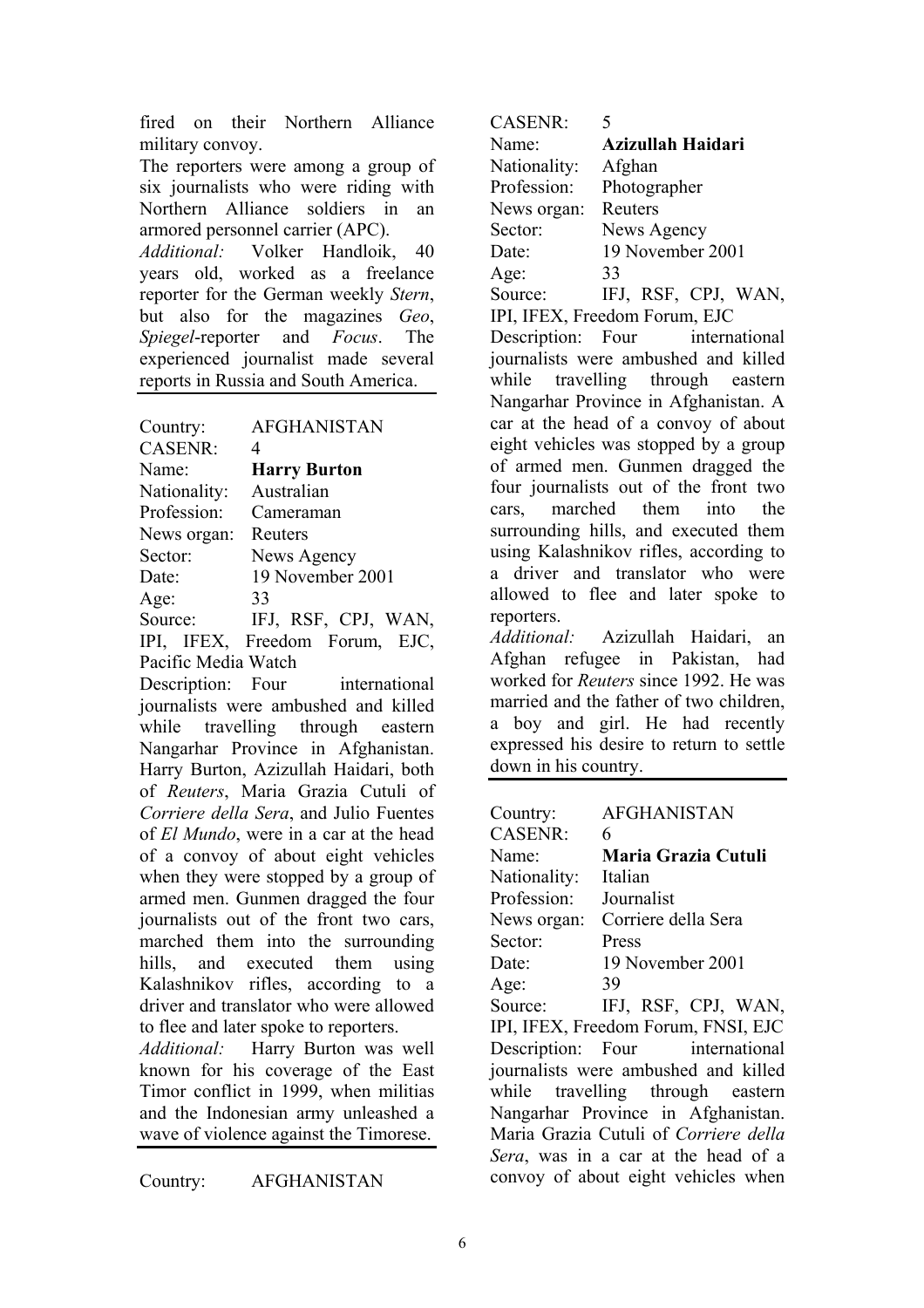fired on their Northern Alliance military convoy.

The reporters were among a group of six journalists who were riding with Northern Alliance soldiers in an armored personnel carrier (APC).

*Additional:* Volker Handloik, 40 years old, worked as a freelance reporter for the German weekly *Stern*, but also for the magazines *Geo*, *Spiegel*-reporter and *Focus*. The experienced journalist made several reports in Russia and South America.

---

Country: AFGHANISTAN
CASENR: 4
Name: **Harry Burton**
Nationality: Australian
Profession: Cameraman
News organ: Reuters
Sector: News Agency
Date: 19 November 2001
Age: 33
Source: IFJ, RSF, CPJ, WAN, IPI, IFEX, Freedom Forum, EJC, Pacific Media Watch

Description: Four international journalists were ambushed and killed while travelling through eastern Nangarhar Province in Afghanistan. Harry Burton, Azizullah Haidari, both of *Reuters*, Maria Grazia Cutuli of *Corriere della Sera*, and Julio Fuentes of *El Mundo*, were in a car at the head of a convoy of about eight vehicles when they were stopped by a group of armed men. Gunmen dragged the four journalists out of the front two cars, marched them into the surrounding hills, and executed them using Kalashnikov rifles, according to a driver and translator who were allowed to flee and later spoke to reporters.

*Additional:* Harry Burton was well known for his coverage of the East Timor conflict in 1999, when militias and the Indonesian army unleashed a wave of violence against the Timorese.

---

Country: AFGHANISTAN
CASENR: 5
Name: **Azizullah Haidari**
Nationality: Afghan
Profession: Photographer
News organ: Reuters
Sector: News Agency
Date: 19 November 2001
Age: 33
Source: IFJ, RSF, CPJ, WAN, IPI, IFEX, Freedom Forum, EJC

Description: Four international journalists were ambushed and killed while travelling through eastern Nangarhar Province in Afghanistan. A car at the head of a convoy of about eight vehicles was stopped by a group of armed men. Gunmen dragged the four journalists out of the front two cars, marched them into the surrounding hills, and executed them using Kalashnikov rifles, according to a driver and translator who were allowed to flee and later spoke to reporters.

*Additional:* Azizullah Haidari, an Afghan refugee in Pakistan, had worked for *Reuters* since 1992. He was married and the father of two children, a boy and girl. He had recently expressed his desire to return to settle down in his country.

---

Country: AFGHANISTAN
CASENR: 6
Name: **Maria Grazia Cutuli**
Nationality: Italian
Profession: Journalist
News organ: Corriere della Sera
Sector: Press
Date: 19 November 2001
Age: 39
Source: IFJ, RSF, CPJ, WAN, IPI, IFEX, Freedom Forum, FNSI, EJC

Description: Four international journalists were ambushed and killed while travelling through eastern Nangarhar Province in Afghanistan. Maria Grazia Cutuli of *Corriere della Sera*, was in a car at the head of a convoy of about eight vehicles when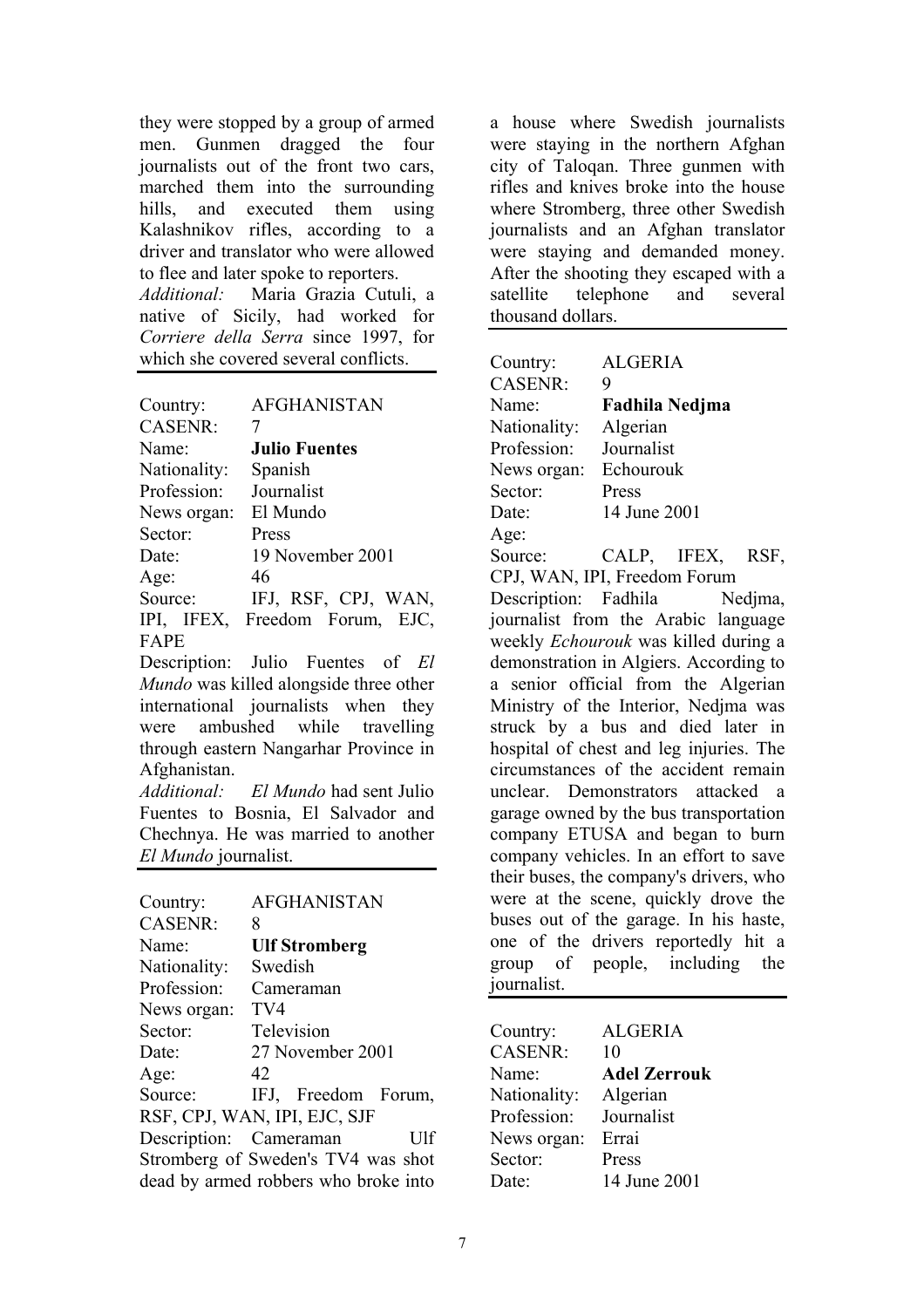they were stopped by a group of armed men. Gunmen dragged the four journalists out of the front two cars, marched them into the surrounding hills, and executed them using Kalashnikov rifles, according to a driver and translator who were allowed to flee and later spoke to reporters.

*Additional:* Maria Grazia Cutuli, a native of Sicily, had worked for *Corriere della Serra* since 1997, for which she covered several conflicts.

---

Country: AFGHANISTAN
CASENR: 7
Name: **Julio Fuentes**
Nationality: Spanish
Profession: Journalist
News organ: El Mundo
Sector: Press
Date: 19 November 2001
Age: 46
Source: IFJ, RSF, CPJ, WAN, IPI, IFEX, Freedom Forum, EJC, FAPE

Description: Julio Fuentes of *El Mundo* was killed alongside three other international journalists when they were ambushed while travelling through eastern Nangarhar Province in Afghanistan.

*Additional:* *El Mundo* had sent Julio Fuentes to Bosnia, El Salvador and Chechnya. He was married to another *El Mundo* journalist.

---

Country: AFGHANISTAN
CASENR: 8
Name: **Ulf Stromberg**
Nationality: Swedish
Profession: Cameraman
News organ: TV4
Sector: Television
Date: 27 November 2001
Age: 42
Source: IFJ, Freedom Forum, RSF, CPJ, WAN, IPI, EJC, SJF

Description: Cameraman Ulf Stromberg of Sweden's TV4 was shot dead by armed robbers who broke into a house where Swedish journalists were staying in the northern Afghan city of Taloqan. Three gunmen with rifles and knives broke into the house where Stromberg, three other Swedish journalists and an Afghan translator were staying and demanded money. After the shooting they escaped with a satellite telephone and several thousand dollars.

---

Country: ALGERIA
CASENR: 9
Name: **Fadhila Nedjma**
Nationality: Algerian
Profession: Journalist
News organ: Echourouk
Sector: Press
Date: 14 June 2001
Age:
Source: CALP, IFEX, RSF, CPJ, WAN, IPI, Freedom Forum

Description: Fadhila Nedjma, journalist from the Arabic language weekly *Echourouk* was killed during a demonstration in Algiers. According to a senior official from the Algerian Ministry of the Interior, Nedjma was struck by a bus and died later in hospital of chest and leg injuries. The circumstances of the accident remain unclear. Demonstrators attacked a garage owned by the bus transportation company ETUSA and began to burn company vehicles. In an effort to save their buses, the company's drivers, who were at the scene, quickly drove the buses out of the garage. In his haste, one of the drivers reportedly hit a group of people, including the journalist.

---

Country: ALGERIA
CASENR: 10
Name: **Adel Zerrouk**
Nationality: Algerian
Profession: Journalist
News organ: Errai
Sector: Press
Date: 14 June 2001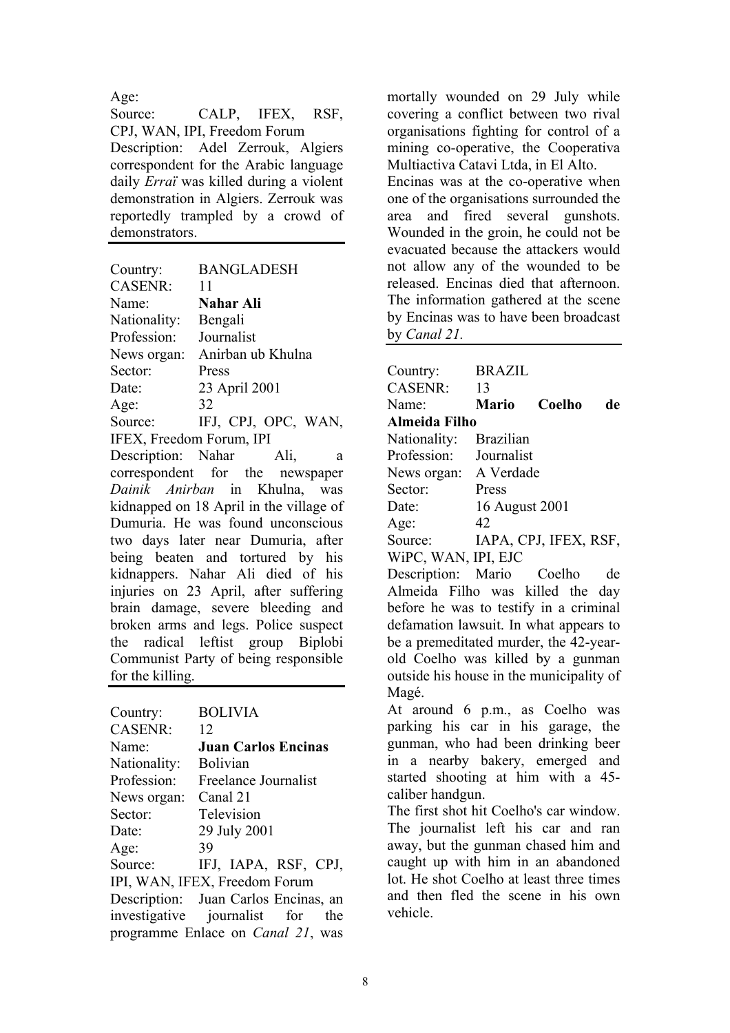Age:

Source: CALP, IFEX, RSF, CPJ, WAN, IPI, Freedom Forum

Description: Adel Zerrouk, Algiers correspondent for the Arabic language daily *Erraï* was killed during a violent demonstration in Algiers. Zerrouk was reportedly trampled by a crowd of demonstrators.

---

Country: BANGLADESH
CASENR: 11
Name: **Nahar Ali**
Nationality: Bengali
Profession: Journalist
News organ: Anirban ub Khulna
Sector: Press
Date: 23 April 2001
Age: 32
Source: IFJ, CPJ, OPC, WAN, IFEX, Freedom Forum, IPI

Description: Nahar Ali, a correspondent for the newspaper *Dainik Anirban* in Khulna, was kidnapped on 18 April in the village of Dumuria. He was found unconscious two days later near Dumuria, after being beaten and tortured by his kidnappers. Nahar Ali died of his injuries on 23 April, after suffering brain damage, severe bleeding and broken arms and legs. Police suspect the radical leftist group Biplobi Communist Party of being responsible for the killing.

---

Country: BOLIVIA
CASENR: 12
Name: **Juan Carlos Encinas**
Nationality: Bolivian
Profession: Freelance Journalist
News organ: Canal 21
Sector: Television
Date: 29 July 2001
Age: 39
Source: IFJ, IAPA, RSF, CPJ, IPI, WAN, IFEX, Freedom Forum

Description: Juan Carlos Encinas, an investigative journalist for the programme Enlace on *Canal 21*, was mortally wounded on 29 July while covering a conflict between two rival organisations fighting for control of a mining co-operative, the Cooperativa Multiactiva Catavi Ltda, in El Alto.

Encinas was at the co-operative when one of the organisations surrounded the area and fired several gunshots. Wounded in the groin, he could not be evacuated because the attackers would not allow any of the wounded to be released. Encinas died that afternoon. The information gathered at the scene by Encinas was to have been broadcast by *Canal 21*.

---

Country: BRAZIL
CASENR: 13
Name: **Mario Coelho de Almeida Filho**
Nationality: Brazilian
Profession: Journalist
News organ: A Verdade
Sector: Press
Date: 16 August 2001
Age: 42
Source: IAPA, CPJ, IFEX, RSF, WiPC, WAN, IPI, EJC

Description: Mario Coelho de Almeida Filho was killed the day before he was to testify in a criminal defamation lawsuit. In what appears to be a premeditated murder, the 42-year-old Coelho was killed by a gunman outside his house in the municipality of Magé.

At around 6 p.m., as Coelho was parking his car in his garage, the gunman, who had been drinking beer in a nearby bakery, emerged and started shooting at him with a 45-caliber handgun.

The first shot hit Coelho's car window. The journalist left his car and ran away, but the gunman chased him and caught up with him in an abandoned lot. He shot Coelho at least three times and then fled the scene in his own vehicle.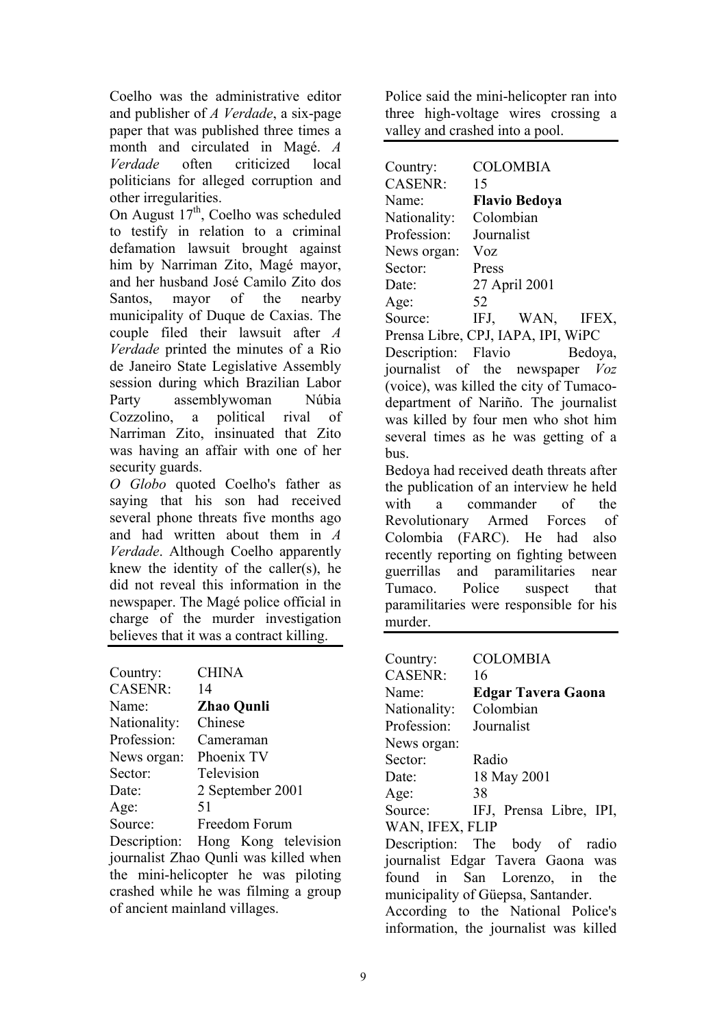Coelho was the administrative editor and publisher of *A Verdade*, a six-page paper that was published three times a month and circulated in Magé. *A Verdade* often criticized local politicians for alleged corruption and other irregularities.

On August 17th, Coelho was scheduled to testify in relation to a criminal defamation lawsuit brought against him by Narriman Zito, Magé mayor, and her husband José Camilo Zito dos Santos, mayor of the nearby municipality of Duque de Caxias. The couple filed their lawsuit after *A Verdade* printed the minutes of a Rio de Janeiro State Legislative Assembly session during which Brazilian Labor Party assemblywoman Núbia Cozzolino, a political rival of Narriman Zito, insinuated that Zito was having an affair with one of her security guards.

*O Globo* quoted Coelho's father as saying that his son had received several phone threats five months ago and had written about them in *A Verdade*. Although Coelho apparently knew the identity of the caller(s), he did not reveal this information in the newspaper. The Magé police official in charge of the murder investigation believes that it was a contract killing.

---

Country: CHINA
CASENR: 14
Name: **Zhao Qunli**
Nationality: Chinese
Profession: Cameraman
News organ: Phoenix TV
Sector: Television
Date: 2 September 2001
Age: 51
Source: Freedom Forum
Description: Hong Kong television journalist Zhao Qunli was killed when the mini-helicopter he was piloting crashed while he was filming a group of ancient mainland villages.

Police said the mini-helicopter ran into three high-voltage wires crossing a valley and crashed into a pool.

---

Country: COLOMBIA
CASENR: 15
Name: **Flavio Bedoya**
Nationality: Colombian
Profession: Journalist
News organ: Voz
Sector: Press
Date: 27 April 2001
Age: 52
Source: IFJ, WAN, IFEX, Prensa Libre, CPJ, IAPA, IPI, WiPC
Description: Flavio Bedoya, journalist of the newspaper *Voz* (voice), was killed the city of Tumaco-department of Nariño. The journalist was killed by four men who shot him several times as he was getting of a bus.

Bedoya had received death threats after the publication of an interview he held with a commander of the Revolutionary Armed Forces of Colombia (FARC). He had also recently reporting on fighting between guerrillas and paramilitaries near Tumaco. Police suspect that paramilitaries were responsible for his murder.

---

Country: COLOMBIA
CASENR: 16
Name: **Edgar Tavera Gaona**
Nationality: Colombian
Profession: Journalist
News organ:
Sector: Radio
Date: 18 May 2001
Age: 38
Source: IFJ, Prensa Libre, IPI, WAN, IFEX, FLIP
Description: The body of radio journalist Edgar Tavera Gaona was found in San Lorenzo, in the municipality of Güepsa, Santander.

According to the National Police's information, the journalist was killed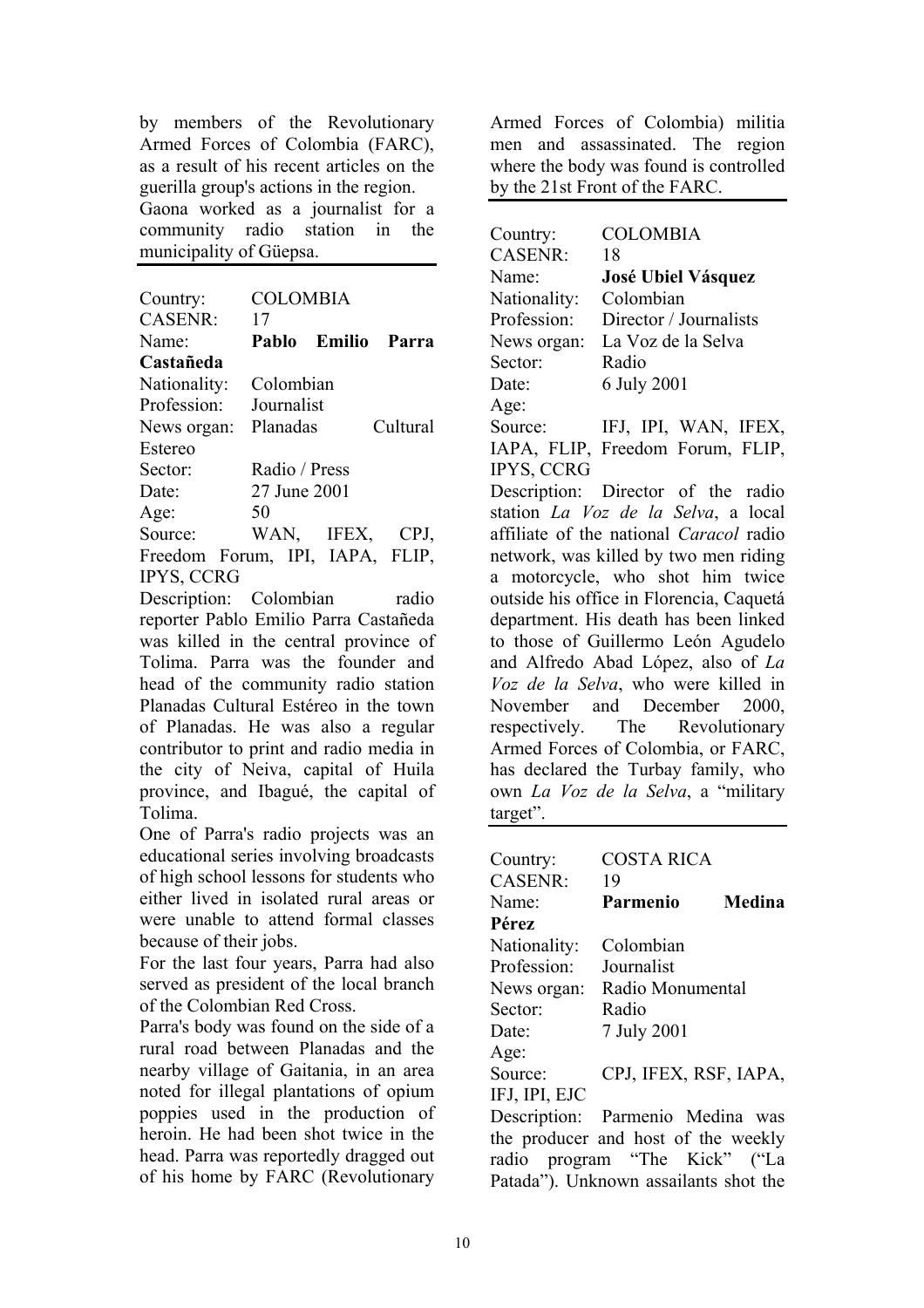by members of the Revolutionary Armed Forces of Colombia (FARC), as a result of his recent articles on the guerilla group's actions in the region.
Gaona worked as a journalist for a community radio station in the municipality of Güepsa.

---

Country: COLOMBIA
CASENR: 17
Name: **Pablo Emilio Parra Castañeda**
Nationality: Colombian
Profession: Journalist
News organ: Planadas Cultural Estereo
Sector: Radio / Press
Date: 27 June 2001
Age: 50
Source: WAN, IFEX, CPJ, Freedom Forum, IPI, IAPA, FLIP, IPYS, CCRG
Description: Colombian radio reporter Pablo Emilio Parra Castañeda was killed in the central province of Tolima. Parra was the founder and head of the community radio station Planadas Cultural Estéreo in the town of Planadas. He was also a regular contributor to print and radio media in the city of Neiva, capital of Huila province, and Ibagué, the capital of Tolima.
One of Parra's radio projects was an educational series involving broadcasts of high school lessons for students who either lived in isolated rural areas or were unable to attend formal classes because of their jobs.
For the last four years, Parra had also served as president of the local branch of the Colombian Red Cross.
Parra's body was found on the side of a rural road between Planadas and the nearby village of Gaitania, in an area noted for illegal plantations of opium poppies used in the production of heroin. He had been shot twice in the head. Parra was reportedly dragged out of his home by FARC (Revolutionary Armed Forces of Colombia) militia men and assassinated. The region where the body was found is controlled by the 21st Front of the FARC.

---

Country: COLOMBIA
CASENR: 18
Name: **José Ubiel Vásquez**
Nationality: Colombian
Profession: Director / Journalists
News organ: La Voz de la Selva
Sector: Radio
Date: 6 July 2001
Age:
Source: IFJ, IPI, WAN, IFEX, IAPA, FLIP, Freedom Forum, FLIP, IPYS, CCRG
Description: Director of the radio station *La Voz de la Selva*, a local affiliate of the national *Caracol* radio network, was killed by two men riding a motorcycle, who shot him twice outside his office in Florencia, Caquetá department. His death has been linked to those of Guillermo León Agudelo and Alfredo Abad López, also of *La Voz de la Selva*, who were killed in November and December 2000, respectively. The Revolutionary Armed Forces of Colombia, or FARC, has declared the Turbay family, who own *La Voz de la Selva*, a "military target".

---

Country: COSTA RICA
CASENR: 19
Name: **Parmenio Medina Pérez**
Nationality: Colombian
Profession: Journalist
News organ: Radio Monumental
Sector: Radio
Date: 7 July 2001
Age:
Source: CPJ, IFEX, RSF, IAPA, IFJ, IPI, EJC
Description: Parmenio Medina was the producer and host of the weekly radio program "The Kick" ("La Patada"). Unknown assailants shot the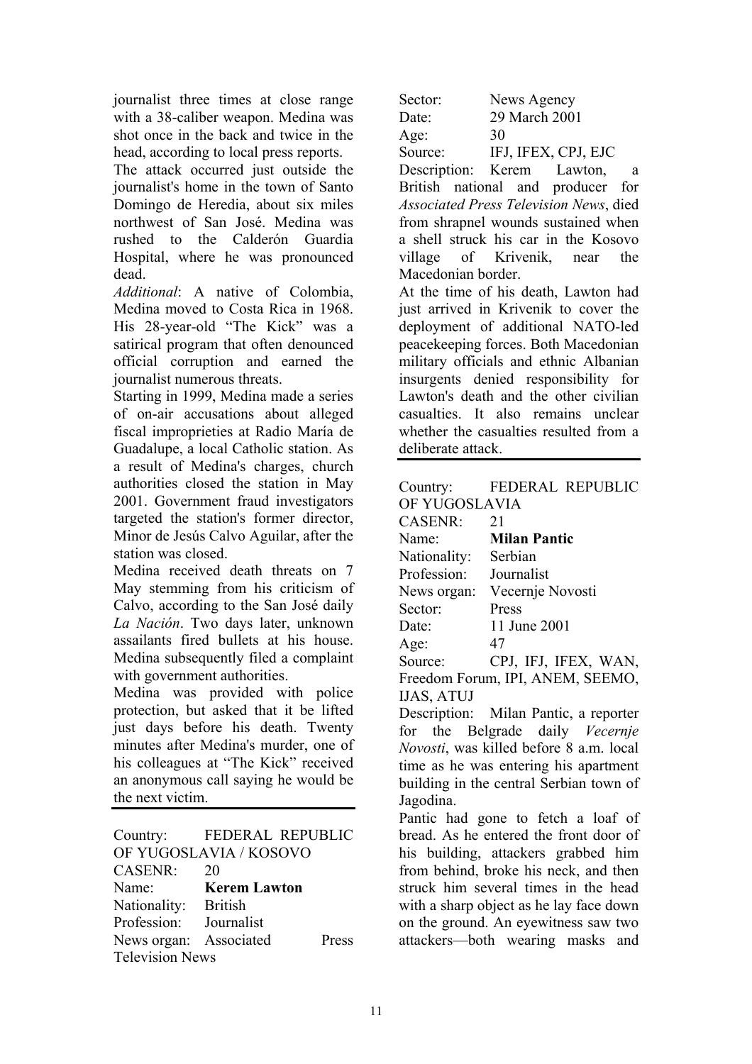journalist three times at close range with a 38-caliber weapon. Medina was shot once in the back and twice in the head, according to local press reports.

The attack occurred just outside the journalist's home in the town of Santo Domingo de Heredia, about six miles northwest of San José. Medina was rushed to the Calderón Guardia Hospital, where he was pronounced dead.

*Additional*: A native of Colombia, Medina moved to Costa Rica in 1968. His 28-year-old "The Kick" was a satirical program that often denounced official corruption and earned the journalist numerous threats.

Starting in 1999, Medina made a series of on-air accusations about alleged fiscal improprieties at Radio María de Guadalupe, a local Catholic station. As a result of Medina's charges, church authorities closed the station in May 2001. Government fraud investigators targeted the station's former director, Minor de Jesús Calvo Aguilar, after the station was closed.

Medina received death threats on 7 May stemming from his criticism of Calvo, according to the San José daily *La Nación*. Two days later, unknown assailants fired bullets at his house. Medina subsequently filed a complaint with government authorities.

Medina was provided with police protection, but asked that it be lifted just days before his death. Twenty minutes after Medina's murder, one of his colleagues at "The Kick" received an anonymous call saying he would be the next victim.

---

Country: FEDERAL REPUBLIC OF YUGOSLAVIA / KOSOVO
CASENR: 20
Name: **Kerem Lawton**
Nationality: British
Profession: Journalist
News organ: Associated Press Television News
Sector: News Agency
Date: 29 March 2001
Age: 30
Source: IFJ, IFEX, CPJ, EJC

Description: Kerem Lawton, a British national and producer for *Associated Press Television News*, died from shrapnel wounds sustained when a shell struck his car in the Kosovo village of Krivenik, near the Macedonian border.

At the time of his death, Lawton had just arrived in Krivenik to cover the deployment of additional NATO-led peacekeeping forces. Both Macedonian military officials and ethnic Albanian insurgents denied responsibility for Lawton's death and the other civilian casualties. It also remains unclear whether the casualties resulted from a deliberate attack.

---

Country: FEDERAL REPUBLIC OF YUGOSLAVIA
CASENR: 21
Name: **Milan Pantic**
Nationality: Serbian
Profession: Journalist
News organ: Vecernje Novosti
Sector: Press
Date: 11 June 2001
Age: 47
Source: CPJ, IFJ, IFEX, WAN, Freedom Forum, IPI, ANEM, SEEMO, IJAS, ATUJ

Description: Milan Pantic, a reporter for the Belgrade daily *Vecernje Novosti*, was killed before 8 a.m. local time as he was entering his apartment building in the central Serbian town of Jagodina.

Pantic had gone to fetch a loaf of bread. As he entered the front door of his building, attackers grabbed him from behind, broke his neck, and then struck him several times in the head with a sharp object as he lay face down on the ground. An eyewitness saw two attackers—both wearing masks and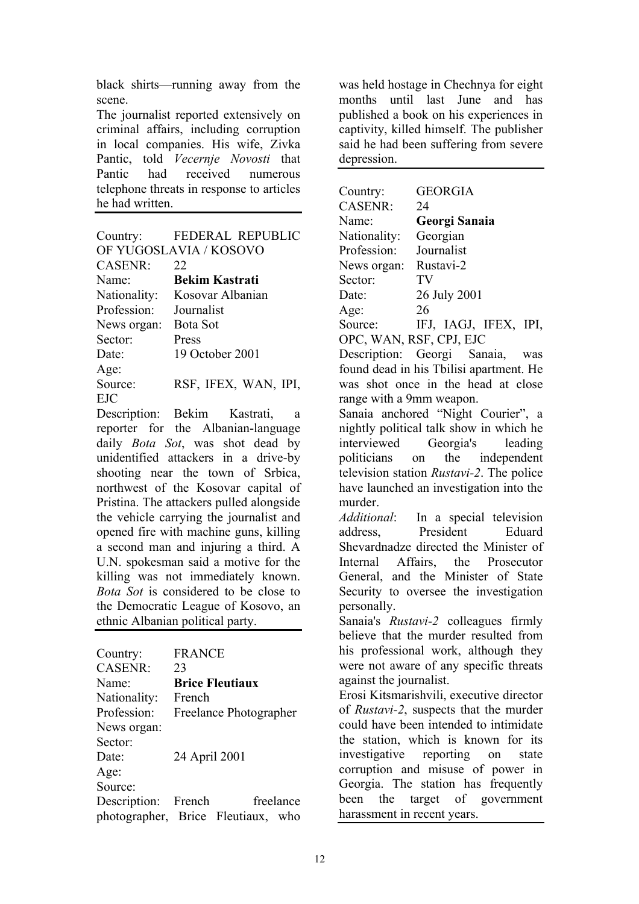black shirts—running away from the scene.

The journalist reported extensively on criminal affairs, including corruption in local companies. His wife, Zivka Pantic, told *Vecernje Novosti* that Pantic had received numerous telephone threats in response to articles he had written.

---

Country: FEDERAL REPUBLIC OF YUGOSLAVIA / KOSOVO
CASENR: 22
Name: **Bekim Kastrati**
Nationality: Kosovar Albanian
Profession: Journalist
News organ: Bota Sot
Sector: Press
Date: 19 October 2001
Age:
Source: RSF, IFEX, WAN, IPI, EJC

Description: Bekim Kastrati, a reporter for the Albanian-language daily *Bota Sot*, was shot dead by unidentified attackers in a drive-by shooting near the town of Srbica, northwest of the Kosovar capital of Pristina. The attackers pulled alongside the vehicle carrying the journalist and opened fire with machine guns, killing a second man and injuring a third. A U.N. spokesman said a motive for the killing was not immediately known. *Bota Sot* is considered to be close to the Democratic League of Kosovo, an ethnic Albanian political party.

---

Country: FRANCE
CASENR: 23
Name: **Brice Fleutiaux**
Nationality: French
Profession: Freelance Photographer
News organ:
Sector:
Date: 24 April 2001
Age:
Source:

Description: French freelance photographer, Brice Fleutiaux, who was held hostage in Chechnya for eight months until last June and has published a book on his experiences in captivity, killed himself. The publisher said he had been suffering from severe depression.

---

Country: GEORGIA
CASENR: 24
Name: **Georgi Sanaia**
Nationality: Georgian
Profession: Journalist
News organ: Rustavi-2
Sector: TV
Date: 26 July 2001
Age: 26
Source: IFJ, IAGJ, IFEX, IPI, OPC, WAN, RSF, CPJ, EJC

Description: Georgi Sanaia, was found dead in his Tbilisi apartment. He was shot once in the head at close range with a 9mm weapon.

Sanaia anchored "Night Courier", a nightly political talk show in which he interviewed Georgia's leading politicians on the independent television station *Rustavi-2*. The police have launched an investigation into the murder.

*Additional*: In a special television address, President Eduard Shevardnadze directed the Minister of Internal Affairs, the Prosecutor General, and the Minister of State Security to oversee the investigation personally.

Sanaia's *Rustavi-2* colleagues firmly believe that the murder resulted from his professional work, although they were not aware of any specific threats against the journalist.

Erosi Kitsmarishvili, executive director of *Rustavi-2*, suspects that the murder could have been intended to intimidate the station, which is known for its investigative reporting on state corruption and misuse of power in Georgia. The station has frequently been the target of government harassment in recent years.

---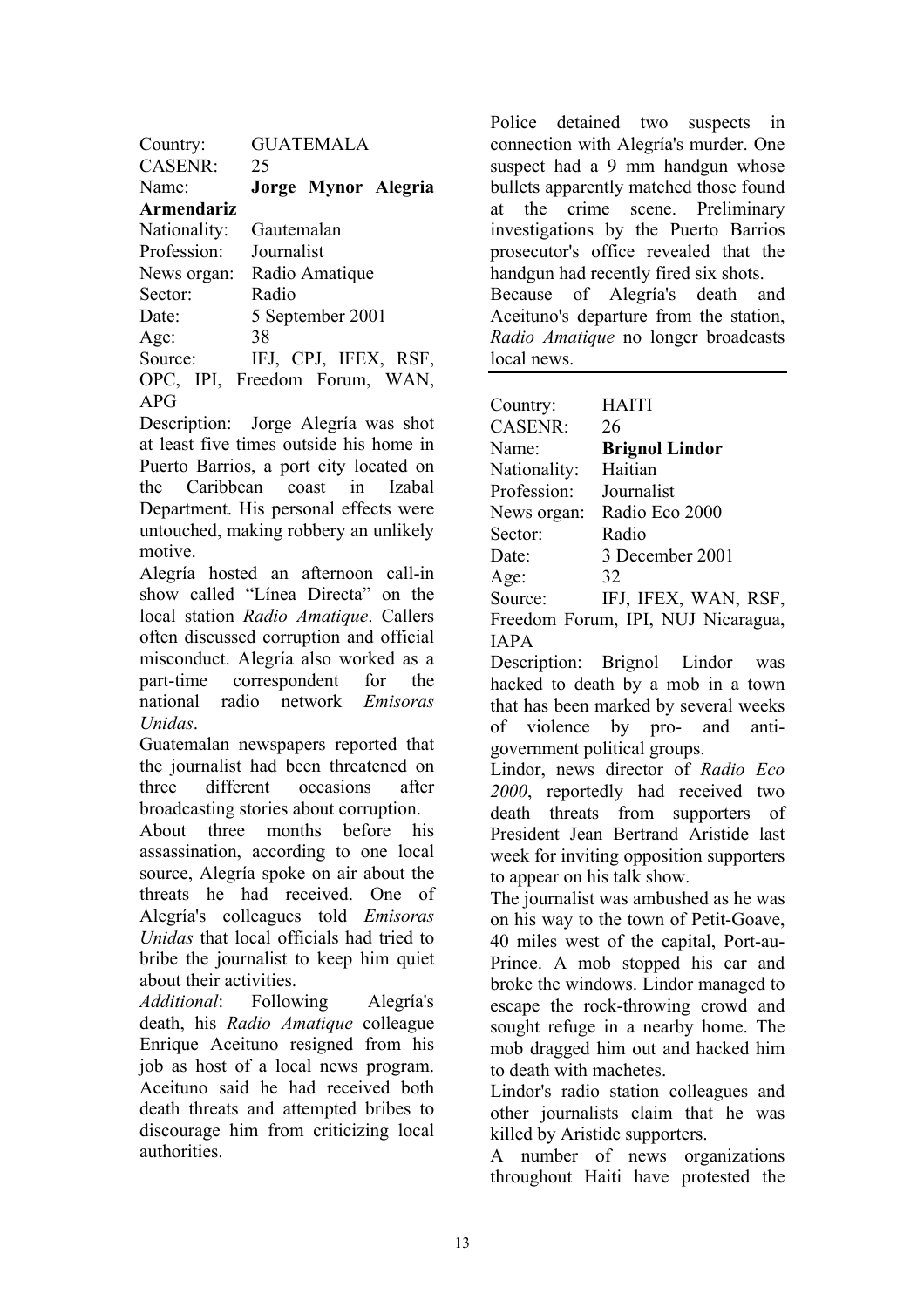Country: GUATEMALA
CASENR: 25
Name: **Jorge Mynor Alegria Armendariz**
Nationality: Gautemalan
Profession: Journalist
News organ: Radio Amatique
Sector: Radio
Date: 5 September 2001
Age: 38
Source: IFJ, CPJ, IFEX, RSF, OPC, IPI, Freedom Forum, WAN, APG

Description: Jorge Alegría was shot at least five times outside his home in Puerto Barrios, a port city located on the Caribbean coast in Izabal Department. His personal effects were untouched, making robbery an unlikely motive.

Alegría hosted an afternoon call-in show called "Línea Directa" on the local station *Radio Amatique*. Callers often discussed corruption and official misconduct. Alegría also worked as a part-time correspondent for the national radio network *Emisoras Unidas*.

Guatemalan newspapers reported that the journalist had been threatened on three different occasions after broadcasting stories about corruption.

About three months before his assassination, according to one local source, Alegría spoke on air about the threats he had received. One of Alegría's colleagues told *Emisoras Unidas* that local officials had tried to bribe the journalist to keep him quiet about their activities.

*Additional*: Following Alegría's death, his *Radio Amatique* colleague Enrique Aceituno resigned from his job as host of a local news program. Aceituno said he had received both death threats and attempted bribes to discourage him from criticizing local authorities.

Police detained two suspects in connection with Alegría's murder. One suspect had a 9 mm handgun whose bullets apparently matched those found at the crime scene. Preliminary investigations by the Puerto Barrios prosecutor's office revealed that the handgun had recently fired six shots.

Because of Alegría's death and Aceituno's departure from the station, *Radio Amatique* no longer broadcasts local news.

---

Country: HAITI
CASENR: 26
Name: **Brignol Lindor**
Nationality: Haitian
Profession: Journalist
News organ: Radio Eco 2000
Sector: Radio
Date: 3 December 2001
Age: 32
Source: IFJ, IFEX, WAN, RSF, Freedom Forum, IPI, NUJ Nicaragua, IAPA

Description: Brignol Lindor was hacked to death by a mob in a town that has been marked by several weeks of violence by pro- and anti-government political groups.

Lindor, news director of *Radio Eco 2000*, reportedly had received two death threats from supporters of President Jean Bertrand Aristide last week for inviting opposition supporters to appear on his talk show.

The journalist was ambushed as he was on his way to the town of Petit-Goave, 40 miles west of the capital, Port-au-Prince. A mob stopped his car and broke the windows. Lindor managed to escape the rock-throwing crowd and sought refuge in a nearby home. The mob dragged him out and hacked him to death with machetes.

Lindor's radio station colleagues and other journalists claim that he was killed by Aristide supporters.

A number of news organizations throughout Haiti have protested the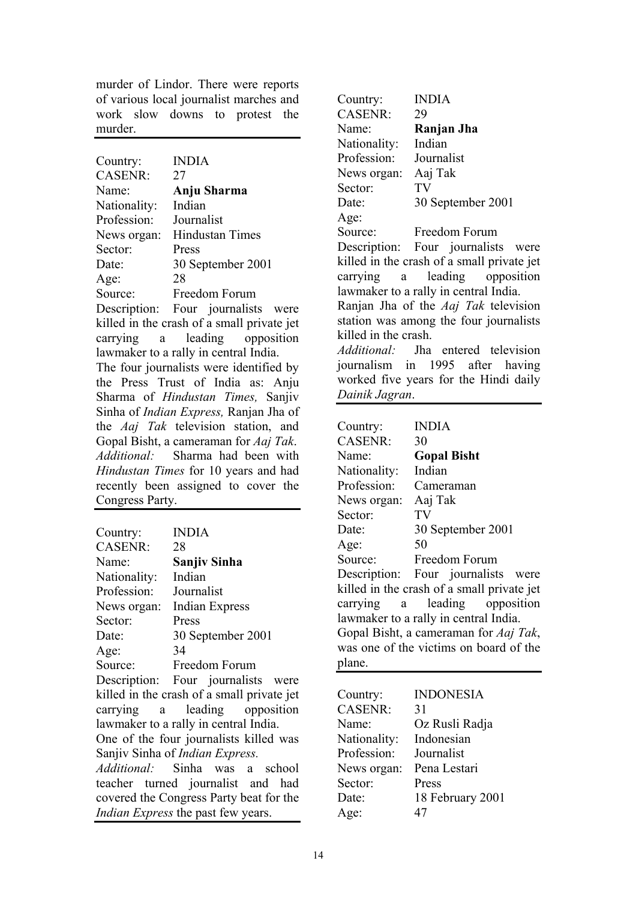murder of Lindor. There were reports of various local journalist marches and work slow downs to protest the murder.

---

Country: INDIA
CASENR: 27
Name: **Anju Sharma**
Nationality: Indian
Profession: Journalist
News organ: Hindustan Times
Sector: Press
Date: 30 September 2001
Age: 28
Source: Freedom Forum
Description: Four journalists were killed in the crash of a small private jet carrying a leading opposition lawmaker to a rally in central India.
The four journalists were identified by the Press Trust of India as: Anju Sharma of *Hindustan Times,* Sanjiv Sinha of *Indian Express,* Ranjan Jha of the *Aaj Tak* television station, and Gopal Bisht, a cameraman for *Aaj Tak*.
*Additional:* Sharma had been with *Hindustan Times* for 10 years and had recently been assigned to cover the Congress Party.

---

Country: INDIA
CASENR: 28
Name: **Sanjiv Sinha**
Nationality: Indian
Profession: Journalist
News organ: Indian Express
Sector: Press
Date: 30 September 2001
Age: 34
Source: Freedom Forum
Description: Four journalists were killed in the crash of a small private jet carrying a leading opposition lawmaker to a rally in central India.
One of the four journalists killed was Sanjiv Sinha of *Indian Express.*
*Additional:* Sinha was a school teacher turned journalist and had covered the Congress Party beat for the *Indian Express* the past few years.

---

Country: INDIA
CASENR: 29
Name: **Ranjan Jha**
Nationality: Indian
Profession: Journalist
News organ: Aaj Tak
Sector: TV
Date: 30 September 2001
Age:
Source: Freedom Forum
Description: Four journalists were killed in the crash of a small private jet carrying a leading opposition lawmaker to a rally in central India.
Ranjan Jha of the *Aaj Tak* television station was among the four journalists killed in the crash.
*Additional:* Jha entered television journalism in 1995 after having worked five years for the Hindi daily *Dainik Jagran*.

---

Country: INDIA
CASENR: 30
Name: **Gopal Bisht**
Nationality: Indian
Profession: Cameraman
News organ: Aaj Tak
Sector: TV
Date: 30 September 2001
Age: 50
Source: Freedom Forum
Description: Four journalists were killed in the crash of a small private jet carrying a leading opposition lawmaker to a rally in central India.
Gopal Bisht, a cameraman for *Aaj Tak*, was one of the victims on board of the plane.

---

Country: INDONESIA
CASENR: 31
Name: Oz Rusli Radja
Nationality: Indonesian
Profession: Journalist
News organ: Pena Lestari
Sector: Press
Date: 18 February 2001
Age: 47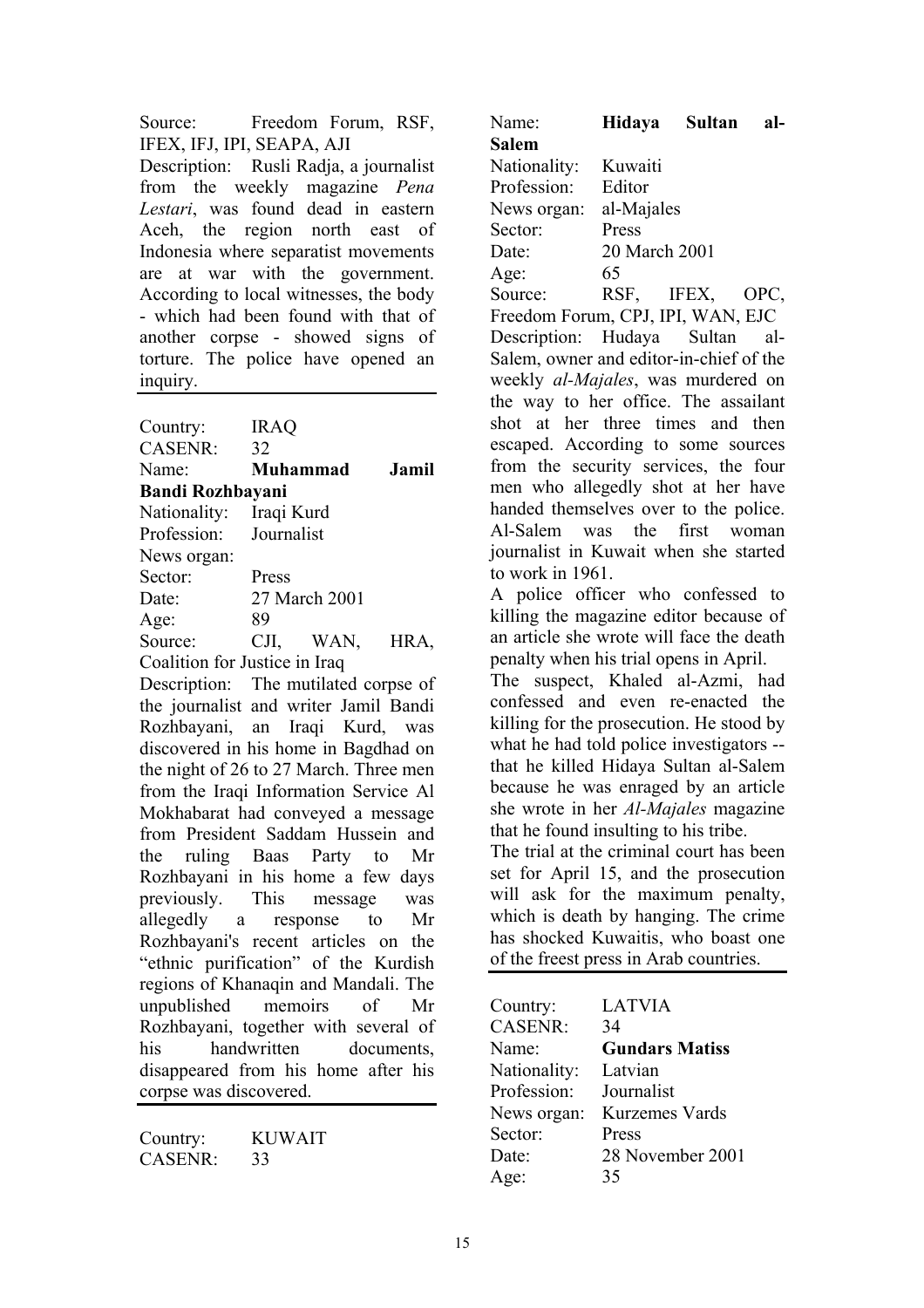Source: Freedom Forum, RSF, IFEX, IFJ, IPI, SEAPA, AJI

Description: Rusli Radja, a journalist from the weekly magazine *Pena Lestari*, was found dead in eastern Aceh, the region north east of Indonesia where separatist movements are at war with the government. According to local witnesses, the body - which had been found with that of another corpse - showed signs of torture. The police have opened an inquiry.

---

Country: IRAQ
CASENR: 32
Name: **Muhammad Jamil Bandi Rozhbayani**
Nationality: Iraqi Kurd
Profession: Journalist
News organ:
Sector: Press
Date: 27 March 2001
Age: 89
Source: CJI, WAN, HRA, Coalition for Justice in Iraq

Description: The mutilated corpse of the journalist and writer Jamil Bandi Rozhbayani, an Iraqi Kurd, was discovered in his home in Bagdhad on the night of 26 to 27 March. Three men from the Iraqi Information Service Al Mokhabarat had conveyed a message from President Saddam Hussein and the ruling Baas Party to Mr Rozhbayani in his home a few days previously. This message was allegedly a response to Mr Rozhbayani's recent articles on the "ethnic purification" of the Kurdish regions of Khanaqin and Mandali. The unpublished memoirs of Mr Rozhbayani, together with several of his handwritten documents, disappeared from his home after his corpse was discovered.

---

Country: KUWAIT
CASENR: 33
Name: **Hidaya Sultan al-Salem**
Nationality: Kuwaiti
Profession: Editor
News organ: al-Majales
Sector: Press
Date: 20 March 2001
Age: 65
Source: RSF, IFEX, OPC, Freedom Forum, CPJ, IPI, WAN, EJC

Description: Hudaya Sultan al-Salem, owner and editor-in-chief of the weekly *al-Majales*, was murdered on the way to her office. The assailant shot at her three times and then escaped. According to some sources from the security services, the four men who allegedly shot at her have handed themselves over to the police. Al-Salem was the first woman journalist in Kuwait when she started to work in 1961.

A police officer who confessed to killing the magazine editor because of an article she wrote will face the death penalty when his trial opens in April.

The suspect, Khaled al-Azmi, had confessed and even re-enacted the killing for the prosecution. He stood by what he had told police investigators -- that he killed Hidaya Sultan al-Salem because he was enraged by an article she wrote in her *Al-Majales* magazine that he found insulting to his tribe.

The trial at the criminal court has been set for April 15, and the prosecution will ask for the maximum penalty, which is death by hanging. The crime has shocked Kuwaitis, who boast one of the freest press in Arab countries.

---

Country: LATVIA
CASENR: 34
Name: **Gundars Matiss**
Nationality: Latvian
Profession: Journalist
News organ: Kurzemes Vards
Sector: Press
Date: 28 November 2001
Age: 35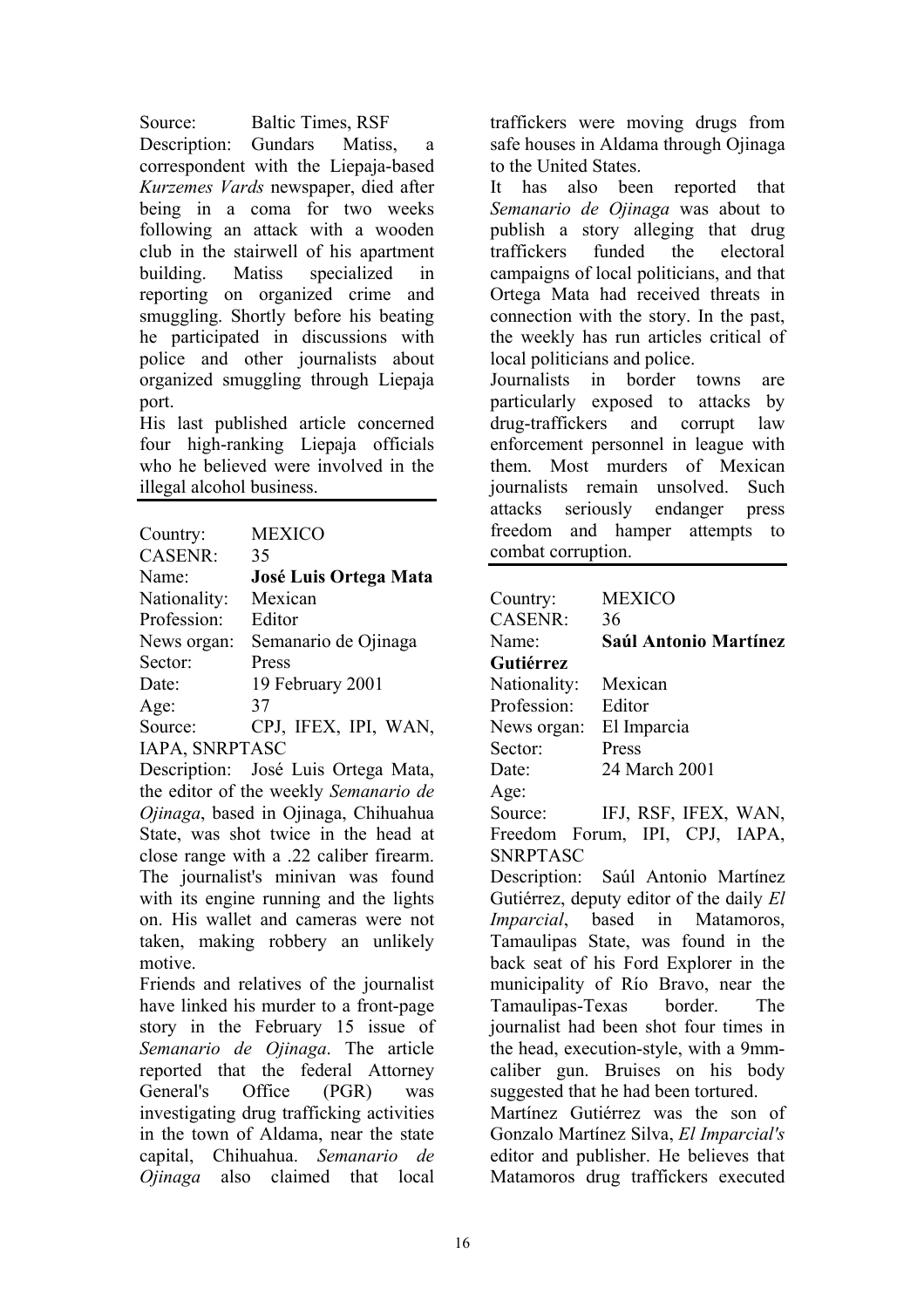Source: Baltic Times, RSF

Description: Gundars Matiss, a correspondent with the Liepaja-based *Kurzemes Vards* newspaper, died after being in a coma for two weeks following an attack with a wooden club in the stairwell of his apartment building. Matiss specialized in reporting on organized crime and smuggling. Shortly before his beating he participated in discussions with police and other journalists about organized smuggling through Liepaja port.

His last published article concerned four high-ranking Liepaja officials who he believed were involved in the illegal alcohol business.

---

Country: MEXICO
CASENR: 35
Name: **José Luis Ortega Mata**
Nationality: Mexican
Profession: Editor
News organ: Semanario de Ojinaga
Sector: Press
Date: 19 February 2001
Age: 37
Source: CPJ, IFEX, IPI, WAN, IAPA, SNRPTASC

Description: José Luis Ortega Mata, the editor of the weekly *Semanario de Ojinaga*, based in Ojinaga, Chihuahua State, was shot twice in the head at close range with a .22 caliber firearm. The journalist's minivan was found with its engine running and the lights on. His wallet and cameras were not taken, making robbery an unlikely motive.

Friends and relatives of the journalist have linked his murder to a front-page story in the February 15 issue of *Semanario de Ojinaga*. The article reported that the federal Attorney General's Office (PGR) was investigating drug trafficking activities in the town of Aldama, near the state capital, Chihuahua. *Semanario de Ojinaga* also claimed that local traffickers were moving drugs from safe houses in Aldama through Ojinaga to the United States.

It has also been reported that *Semanario de Ojinaga* was about to publish a story alleging that drug traffickers funded the electoral campaigns of local politicians, and that Ortega Mata had received threats in connection with the story. In the past, the weekly has run articles critical of local politicians and police.

Journalists in border towns are particularly exposed to attacks by drug-traffickers and corrupt law enforcement personnel in league with them. Most murders of Mexican journalists remain unsolved. Such attacks seriously endanger press freedom and hamper attempts to combat corruption.

---

Country: MEXICO
CASENR: 36
Name: **Saúl Antonio Martínez Gutiérrez**
Nationality: Mexican
Profession: Editor
News organ: El Imparcia
Sector: Press
Date: 24 March 2001
Age:
Source: IFJ, RSF, IFEX, WAN, Freedom Forum, IPI, CPJ, IAPA, SNRPTASC

Description: Saúl Antonio Martínez Gutiérrez, deputy editor of the daily *El Imparcial*, based in Matamoros, Tamaulipas State, was found in the back seat of his Ford Explorer in the municipality of Río Bravo, near the Tamaulipas-Texas border. The journalist had been shot four times in the head, execution-style, with a 9mm-caliber gun. Bruises on his body suggested that he had been tortured.

Martínez Gutiérrez was the son of Gonzalo Martínez Silva, *El Imparcial's* editor and publisher. He believes that Matamoros drug traffickers executed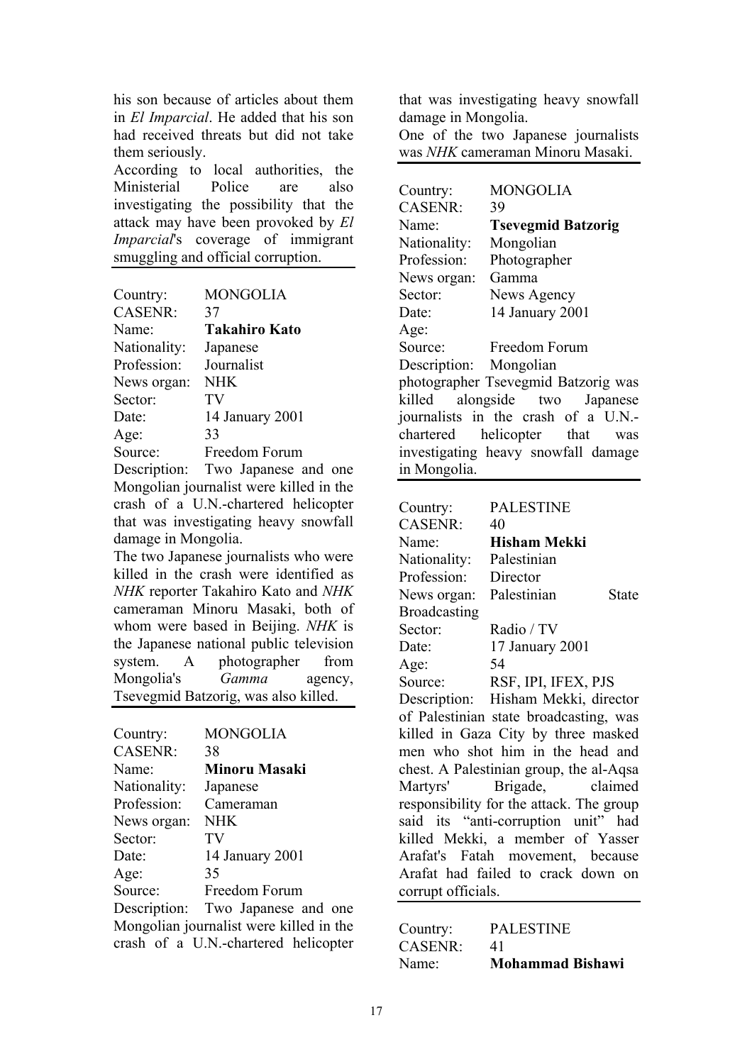his son because of articles about them in *El Imparcial*. He added that his son had received threats but did not take them seriously.
According to local authorities, the Ministerial Police are also investigating the possibility that the attack may have been provoked by *El Imparcial*'s coverage of immigrant smuggling and official corruption.

---

Country: MONGOLIA
CASENR: 37
Name: **Takahiro Kato**
Nationality: Japanese
Profession: Journalist
News organ: NHK
Sector: TV
Date: 14 January 2001
Age: 33
Source: Freedom Forum
Description: Two Japanese and one Mongolian journalist were killed in the crash of a U.N.-chartered helicopter that was investigating heavy snowfall damage in Mongolia.
The two Japanese journalists who were killed in the crash were identified as *NHK* reporter Takahiro Kato and *NHK* cameraman Minoru Masaki, both of whom were based in Beijing. *NHK* is the Japanese national public television system. A photographer from Mongolia's *Gamma* agency, Tsevegmid Batzorig, was also killed.

---

Country: MONGOLIA
CASENR: 38
Name: **Minoru Masaki**
Nationality: Japanese
Profession: Cameraman
News organ: NHK
Sector: TV
Date: 14 January 2001
Age: 35
Source: Freedom Forum
Description: Two Japanese and one Mongolian journalist were killed in the crash of a U.N.-chartered helicopter that was investigating heavy snowfall damage in Mongolia.
One of the two Japanese journalists was *NHK* cameraman Minoru Masaki.

---

Country: MONGOLIA
CASENR: 39
Name: **Tsevegmid Batzorig**
Nationality: Mongolian
Profession: Photographer
News organ: Gamma
Sector: News Agency
Date: 14 January 2001
Age:
Source: Freedom Forum
Description: Mongolian photographer Tsevegmid Batzorig was killed alongside two Japanese journalists in the crash of a U.N.-chartered helicopter that was investigating heavy snowfall damage in Mongolia.

---

Country: PALESTINE
CASENR: 40
Name: **Hisham Mekki**
Nationality: Palestinian
Profession: Director
News organ: Palestinian State Broadcasting
Sector: Radio / TV
Date: 17 January 2001
Age: 54
Source: RSF, IPI, IFEX, PJS
Description: Hisham Mekki, director of Palestinian state broadcasting, was killed in Gaza City by three masked men who shot him in the head and chest. A Palestinian group, the al-Aqsa Martyrs' Brigade, claimed responsibility for the attack. The group said its "anti-corruption unit" had killed Mekki, a member of Yasser Arafat's Fatah movement, because Arafat had failed to crack down on corrupt officials.

---

Country: PALESTINE
CASENR: 41
Name: **Mohammad Bishawi**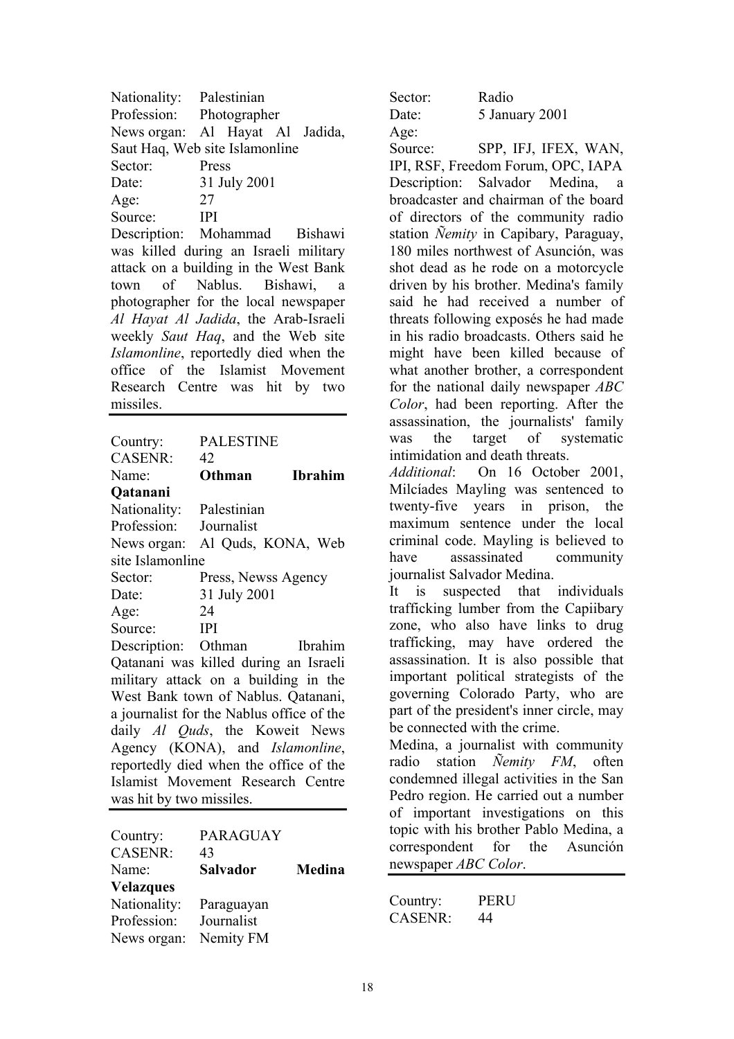Nationality: Palestinian
Profession: Photographer
News organ: Al Hayat Al Jadida, Saut Haq, Web site Islamonline
Sector: Press
Date: 31 July 2001
Age: 27
Source: IPI
Description: Mohammad Bishawi was killed during an Israeli military attack on a building in the West Bank town of Nablus. Bishawi, a photographer for the local newspaper *Al Hayat Al Jadida*, the Arab-Israeli weekly *Saut Haq*, and the Web site *Islamonline*, reportedly died when the office of the Islamist Movement Research Centre was hit by two missiles.

---

Country: PALESTINE
CASENR: 42
Name: **Othman Ibrahim Qatanani**
Nationality: Palestinian
Profession: Journalist
News organ: Al Quds, KONA, Web site Islamonline
Sector: Press, Newss Agency
Date: 31 July 2001
Age: 24
Source: IPI
Description: Othman Ibrahim Qatanani was killed during an Israeli military attack on a building in the West Bank town of Nablus. Qatanani, a journalist for the Nablus office of the daily *Al Quds*, the Koweit News Agency (KONA), and *Islamonline*, reportedly died when the office of the Islamist Movement Research Centre was hit by two missiles.

---

Country: PARAGUAY
CASENR: 43
Name: **Salvador Medina Velazques**
Nationality: Paraguayan
Profession: Journalist
News organ: Nemity FM
Sector: Radio
Date: 5 January 2001
Age:
Source: SPP, IFJ, IFEX, WAN, IPI, RSF, Freedom Forum, OPC, IAPA
Description: Salvador Medina, a broadcaster and chairman of the board of directors of the community radio station *Ñemity* in Capibary, Paraguay, 180 miles northwest of Asunción, was shot dead as he rode on a motorcycle driven by his brother. Medina's family said he had received a number of threats following exposés he had made in his radio broadcasts. Others said he might have been killed because of what another brother, a correspondent for the national daily newspaper *ABC Color*, had been reporting. After the assassination, the journalists' family was the target of systematic intimidation and death threats.
*Additional*: On 16 October 2001, Milcíades Mayling was sentenced to twenty-five years in prison, the maximum sentence under the local criminal code. Mayling is believed to have assassinated community journalist Salvador Medina.
It is suspected that individuals trafficking lumber from the Capiibary zone, who also have links to drug trafficking, may have ordered the assassination. It is also possible that important political strategists of the governing Colorado Party, who are part of the president's inner circle, may be connected with the crime.
Medina, a journalist with community radio station *Ñemity FM*, often condemned illegal activities in the San Pedro region. He carried out a number of important investigations on this topic with his brother Pablo Medina, a correspondent for the Asunción newspaper *ABC Color*.

---

Country: PERU
CASENR: 44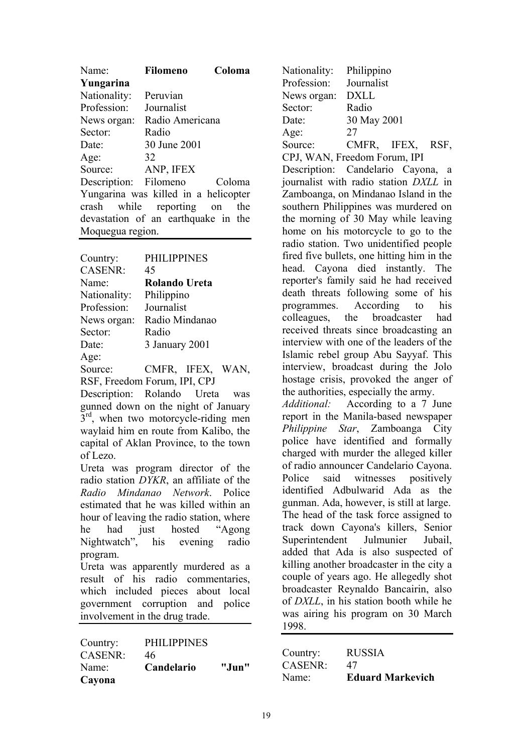Name: **Filomeno Coloma Yungarina**
Nationality: Peruvian
Profession: Journalist
News organ: Radio Americana
Sector: Radio
Date: 30 June 2001
Age: 32
Source: ANP, IFEX
Description: Filomeno Coloma Yungarina was killed in a helicopter crash while reporting on the devastation of an earthquake in the Moquegua region.

---

Country: PHILIPPINES
CASENR: 45
Name: **Rolando Ureta**
Nationality: Philippino
Profession: Journalist
News organ: Radio Mindanao
Sector: Radio
Date: 3 January 2001
Age:
Source: CMFR, IFEX, WAN, RSF, Freedom Forum, IPI, CPJ
Description: Rolando Ureta was gunned down on the night of January 3rd, when two motorcycle-riding men waylaid him en route from Kalibo, the capital of Aklan Province, to the town of Lezo.

Ureta was program director of the radio station *DYKR*, an affiliate of the *Radio Mindanao Network*. Police estimated that he was killed within an hour of leaving the radio station, where he had just hosted "Agong Nightwatch", his evening radio program.

Ureta was apparently murdered as a result of his radio commentaries, which included pieces about local government corruption and police involvement in the drug trade.

---

Country: PHILIPPINES
CASENR: 46
Name: **Candelario "Jun" Cayona**
Nationality: Philippino
Profession: Journalist
News organ: DXLL
Sector: Radio
Date: 30 May 2001
Age: 27
Source: CMFR, IFEX, RSF, CPJ, WAN, Freedom Forum, IPI
Description: Candelario Cayona, a journalist with radio station *DXLL* in Zamboanga, on Mindanao Island in the southern Philippines was murdered on the morning of 30 May while leaving home on his motorcycle to go to the radio station. Two unidentified people fired five bullets, one hitting him in the head. Cayona died instantly. The reporter's family said he had received death threats following some of his programmes. According to his colleagues, the broadcaster had received threats since broadcasting an interview with one of the leaders of the Islamic rebel group Abu Sayyaf. This interview, broadcast during the Jolo hostage crisis, provoked the anger of the authorities, especially the army.

*Additional:* According to a 7 June report in the Manila-based newspaper *Philippine Star*, Zamboanga City police have identified and formally charged with murder the alleged killer of radio announcer Candelario Cayona. Police said witnesses positively identified Adbulwarid Ada as the gunman. Ada, however, is still at large. The head of the task force assigned to track down Cayona's killers, Senior Superintendent Julmunier Jubail, added that Ada is also suspected of killing another broadcaster in the city a couple of years ago. He allegedly shot broadcaster Reynaldo Bancairin, also of *DXLL*, in his station booth while he was airing his program on 30 March 1998.

---

Country: RUSSIA
CASENR: 47
Name: **Eduard Markevich**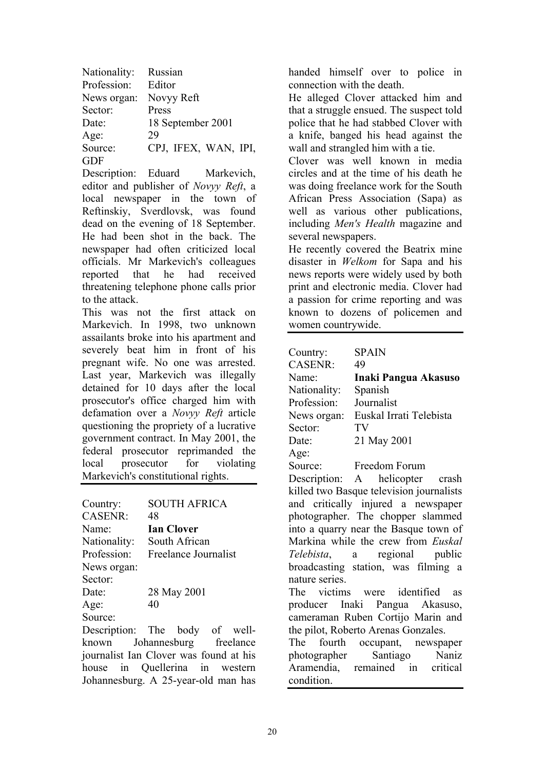Nationality: Russian
Profession: Editor
News organ: Novyy Reft
Sector: Press
Date: 18 September 2001
Age: 29
Source: CPJ, IFEX, WAN, IPI, GDF

Description: Eduard Markevich, editor and publisher of *Novyy Reft*, a local newspaper in the town of Reftinskiy, Sverdlovsk, was found dead on the evening of 18 September. He had been shot in the back. The newspaper had often criticized local officials. Mr Markevich's colleagues reported that he had received threatening telephone phone calls prior to the attack.

This was not the first attack on Markevich. In 1998, two unknown assailants broke into his apartment and severely beat him in front of his pregnant wife. No one was arrested. Last year, Markevich was illegally detained for 10 days after the local prosecutor's office charged him with defamation over a *Novyy Reft* article questioning the propriety of a lucrative government contract. In May 2001, the federal prosecutor reprimanded the local prosecutor for violating Markevich's constitutional rights.

---

Country: SOUTH AFRICA
CASENR: 48
Name: **Ian Clover**
Nationality: South African
Profession: Freelance Journalist
News organ:
Sector:
Date: 28 May 2001
Age: 40
Source:

Description: The body of well-known Johannesburg freelance journalist Ian Clover was found at his house in Quellerina in western Johannesburg. A 25-year-old man has handed himself over to police in connection with the death.

He alleged Clover attacked him and that a struggle ensued. The suspect told police that he had stabbed Clover with a knife, banged his head against the wall and strangled him with a tie.

Clover was well known in media circles and at the time of his death he was doing freelance work for the South African Press Association (Sapa) as well as various other publications, including *Men's Health* magazine and several newspapers.

He recently covered the Beatrix mine disaster in *Welkom* for Sapa and his news reports were widely used by both print and electronic media. Clover had a passion for crime reporting and was known to dozens of policemen and women countrywide.

---

Country: SPAIN
CASENR: 49
Name: **Inaki Pangua Akasuso**
Nationality: Spanish
Profession: Journalist
News organ: Euskal Irrati Telebista
Sector: TV
Date: 21 May 2001
Age:
Source: Freedom Forum

Description: A helicopter crash killed two Basque television journalists and critically injured a newspaper photographer. The chopper slammed into a quarry near the Basque town of Markina while the crew from *Euskal Telebista*, a regional public broadcasting station, was filming a nature series.

The victims were identified as producer Inaki Pangua Akasuso, cameraman Ruben Cortijo Marin and the pilot, Roberto Arenas Gonzales.

The fourth occupant, newspaper photographer Santiago Naniz Aramendia, remained in critical condition.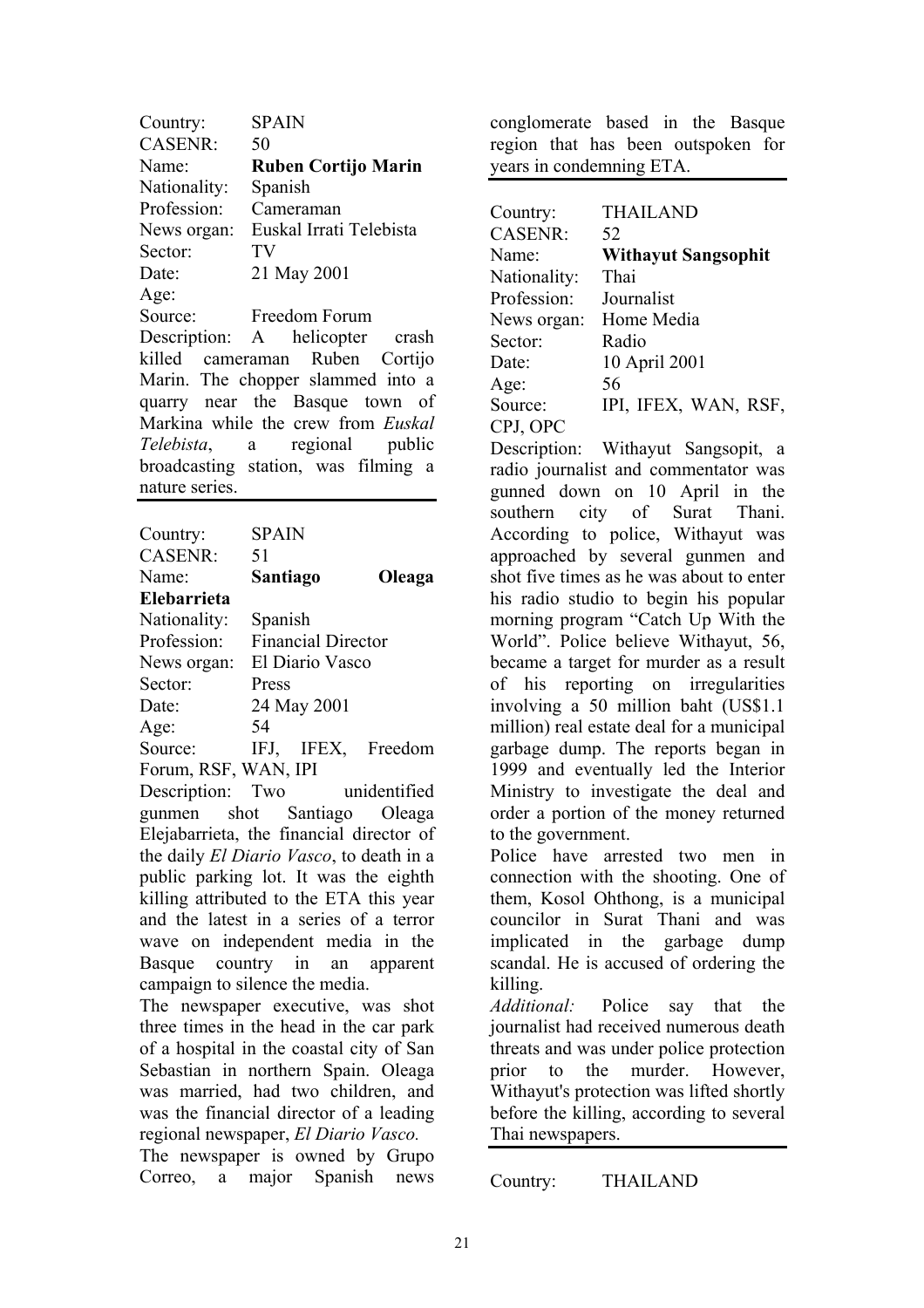Country: SPAIN
CASENR: 50
Name: **Ruben Cortijo Marin**
Nationality: Spanish
Profession: Cameraman
News organ: Euskal Irrati Telebista
Sector: TV
Date: 21 May 2001
Age:
Source: Freedom Forum
Description: A helicopter crash killed cameraman Ruben Cortijo Marin. The chopper slammed into a quarry near the Basque town of Markina while the crew from *Euskal Telebista*, a regional public broadcasting station, was filming a nature series.

---

Country: SPAIN
CASENR: 51
Name: **Santiago Oleaga Elebarrieta**
Nationality: Spanish
Profession: Financial Director
News organ: El Diario Vasco
Sector: Press
Date: 24 May 2001
Age: 54
Source: IFJ, IFEX, Freedom Forum, RSF, WAN, IPI
Description: Two unidentified gunmen shot Santiago Oleaga Elejabarrieta, the financial director of the daily *El Diario Vasco*, to death in a public parking lot. It was the eighth killing attributed to the ETA this year and the latest in a series of a terror wave on independent media in the Basque country in an apparent campaign to silence the media.
The newspaper executive, was shot three times in the head in the car park of a hospital in the coastal city of San Sebastian in northern Spain. Oleaga was married, had two children, and was the financial director of a leading regional newspaper, *El Diario Vasco.*
The newspaper is owned by Grupo Correo, a major Spanish news conglomerate based in the Basque region that has been outspoken for years in condemning ETA.

---

Country: THAILAND
CASENR: 52
Name: **Withayut Sangsophit**
Nationality: Thai
Profession: Journalist
News organ: Home Media
Sector: Radio
Date: 10 April 2001
Age: 56
Source: IPI, IFEX, WAN, RSF, CPJ, OPC
Description: Withayut Sangsopit, a radio journalist and commentator was gunned down on 10 April in the southern city of Surat Thani. According to police, Withayut was approached by several gunmen and shot five times as he was about to enter his radio studio to begin his popular morning program "Catch Up With the World". Police believe Withayut, 56, became a target for murder as a result of his reporting on irregularities involving a 50 million baht (US$1.1 million) real estate deal for a municipal garbage dump. The reports began in 1999 and eventually led the Interior Ministry to investigate the deal and order a portion of the money returned to the government.
Police have arrested two men in connection with the shooting. One of them, Kosol Ohthong, is a municipal councilor in Surat Thani and was implicated in the garbage dump scandal. He is accused of ordering the killing.
*Additional:* Police say that the journalist had received numerous death threats and was under police protection prior to the murder. However, Withayut's protection was lifted shortly before the killing, according to several Thai newspapers.

---

Country: THAILAND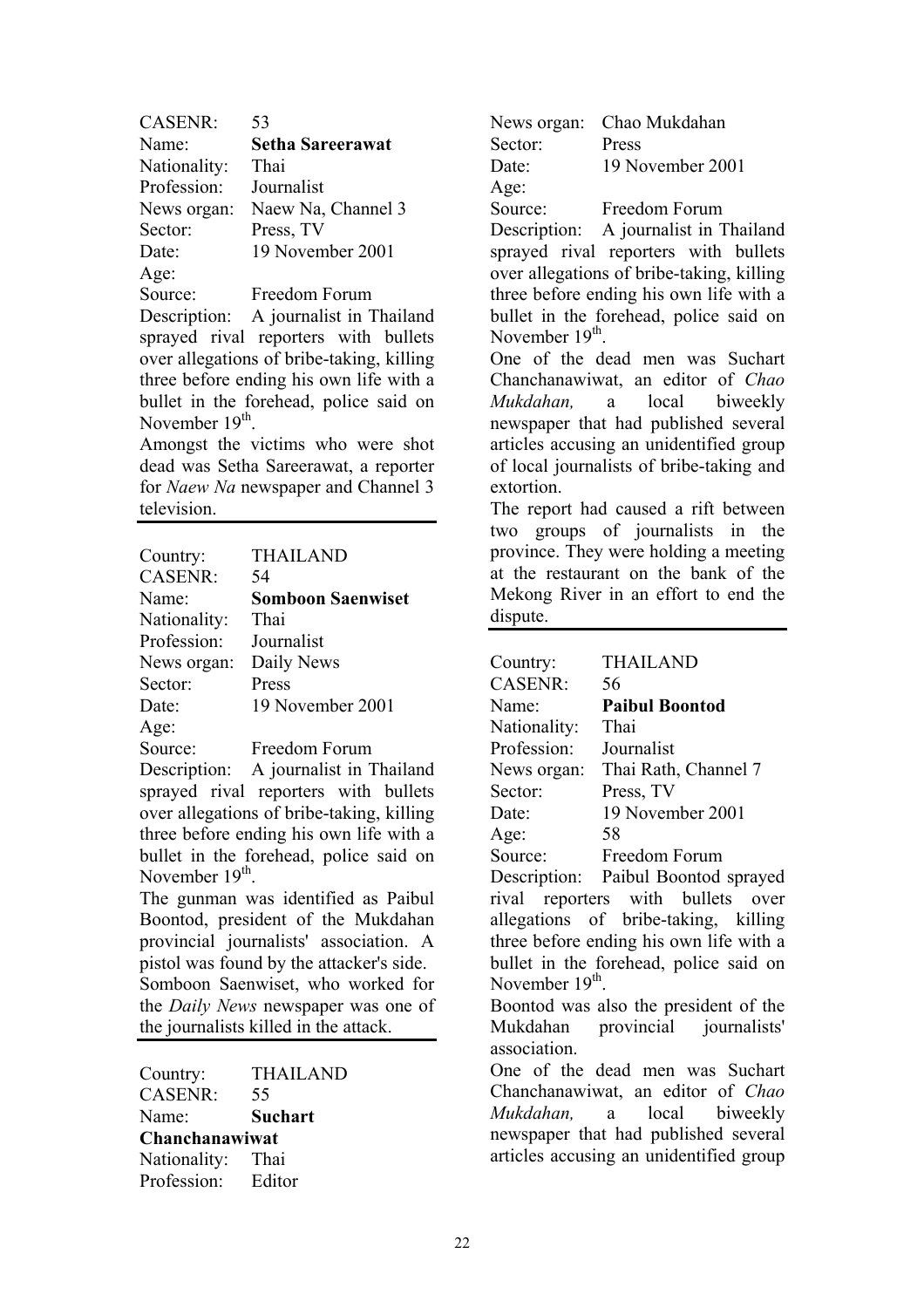CASENR: 53
Name: **Setha Sareerawat**
Nationality: Thai
Profession: Journalist
News organ: Naew Na, Channel 3
Sector: Press, TV
Date: 19 November 2001
Age:
Source: Freedom Forum
Description: A journalist in Thailand sprayed rival reporters with bullets over allegations of bribe-taking, killing three before ending his own life with a bullet in the forehead, police said on November 19th.
Amongst the victims who were shot dead was Setha Sareerawat, a reporter for *Naew Na* newspaper and Channel 3 television.

---

Country: THAILAND
CASENR: 54
Name: **Somboon Saenwiset**
Nationality: Thai
Profession: Journalist
News organ: Daily News
Sector: Press
Date: 19 November 2001
Age:
Source: Freedom Forum
Description: A journalist in Thailand sprayed rival reporters with bullets over allegations of bribe-taking, killing three before ending his own life with a bullet in the forehead, police said on November 19th.
The gunman was identified as Paibul Boontod, president of the Mukdahan provincial journalists' association. A pistol was found by the attacker's side.
Somboon Saenwiset, who worked for the *Daily News* newspaper was one of the journalists killed in the attack.

---

Country: THAILAND
CASENR: 55
Name: **Suchart Chanchanawiwat**
Nationality: Thai
Profession: Editor
News organ: Chao Mukdahan
Sector: Press
Date: 19 November 2001
Age:
Source: Freedom Forum
Description: A journalist in Thailand sprayed rival reporters with bullets over allegations of bribe-taking, killing three before ending his own life with a bullet in the forehead, police said on November 19th.
One of the dead men was Suchart Chanchanawiwat, an editor of *Chao Mukdahan,* a local biweekly newspaper that had published several articles accusing an unidentified group of local journalists of bribe-taking and extortion.
The report had caused a rift between two groups of journalists in the province. They were holding a meeting at the restaurant on the bank of the Mekong River in an effort to end the dispute.

---

Country: THAILAND
CASENR: 56
Name: **Paibul Boontod**
Nationality: Thai
Profession: Journalist
News organ: Thai Rath, Channel 7
Sector: Press, TV
Date: 19 November 2001
Age: 58
Source: Freedom Forum
Description: Paibul Boontod sprayed rival reporters with bullets over allegations of bribe-taking, killing three before ending his own life with a bullet in the forehead, police said on November 19th.
Boontod was also the president of the Mukdahan provincial journalists' association.
One of the dead men was Suchart Chanchanawiwat, an editor of *Chao Mukdahan,* a local biweekly newspaper that had published several articles accusing an unidentified group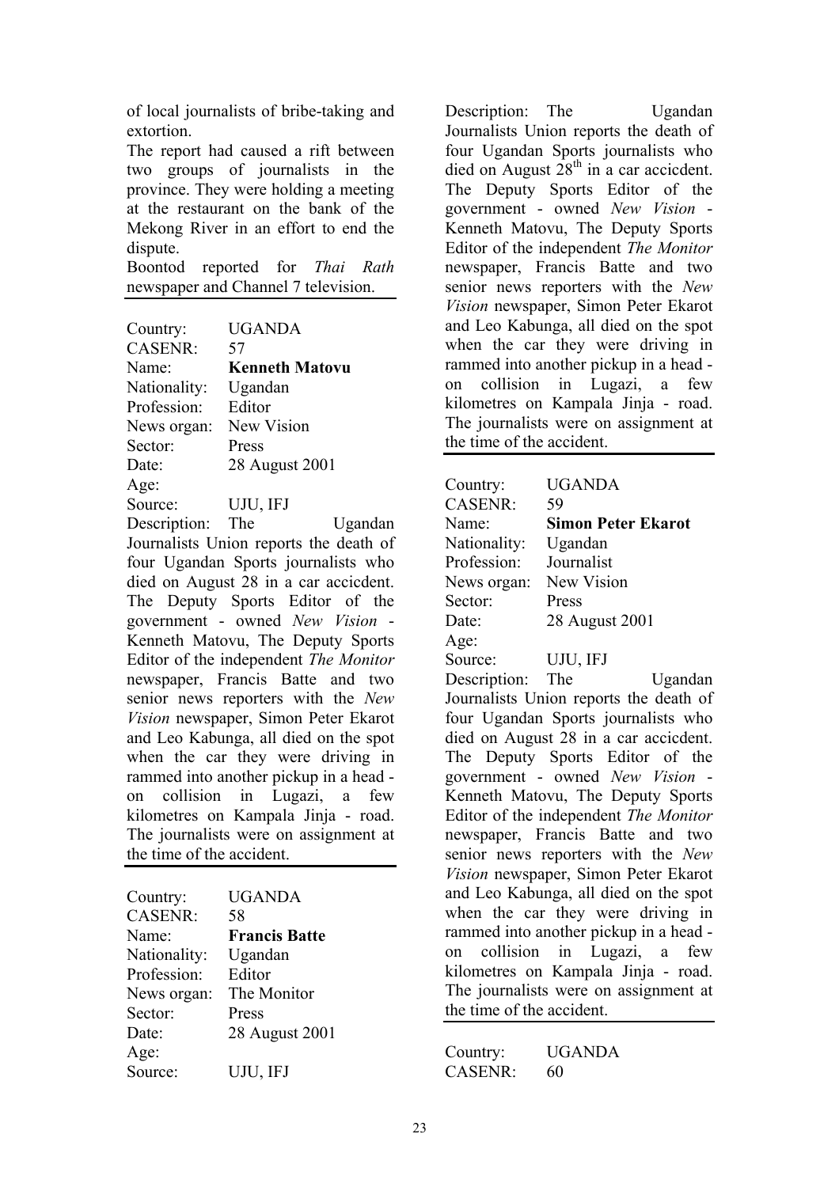of local journalists of bribe-taking and extortion.

The report had caused a rift between two groups of journalists in the province. They were holding a meeting at the restaurant on the bank of the Mekong River in an effort to end the dispute.

Boontod reported for *Thai Rath* newspaper and Channel 7 television.

---

Country: UGANDA
CASENR: 57
Name: **Kenneth Matovu**
Nationality: Ugandan
Profession: Editor
News organ: New Vision
Sector: Press
Date: 28 August 2001
Age:
Source: UJU, IFJ
Description: The Ugandan Journalists Union reports the death of four Ugandan Sports journalists who died on August 28 in a car accicdent. The Deputy Sports Editor of the government - owned *New Vision* - Kenneth Matovu, The Deputy Sports Editor of the independent *The Monitor* newspaper, Francis Batte and two senior news reporters with the *New Vision* newspaper, Simon Peter Ekarot and Leo Kabunga, all died on the spot when the car they were driving in rammed into another pickup in a head - on collision in Lugazi, a few kilometres on Kampala Jinja - road. The journalists were on assignment at the time of the accident.

---

Country: UGANDA
CASENR: 58
Name: **Francis Batte**
Nationality: Ugandan
Profession: Editor
News organ: The Monitor
Sector: Press
Date: 28 August 2001
Age:
Source: UJU, IFJ
Description: The Ugandan Journalists Union reports the death of four Ugandan Sports journalists who died on August 28th in a car accicdent. The Deputy Sports Editor of the government - owned *New Vision* - Kenneth Matovu, The Deputy Sports Editor of the independent *The Monitor* newspaper, Francis Batte and two senior news reporters with the *New Vision* newspaper, Simon Peter Ekarot and Leo Kabunga, all died on the spot when the car they were driving in rammed into another pickup in a head - on collision in Lugazi, a few kilometres on Kampala Jinja - road. The journalists were on assignment at the time of the accident.

---

Country: UGANDA
CASENR: 59
Name: **Simon Peter Ekarot**
Nationality: Ugandan
Profession: Journalist
News organ: New Vision
Sector: Press
Date: 28 August 2001
Age:
Source: UJU, IFJ
Description: The Ugandan Journalists Union reports the death of four Ugandan Sports journalists who died on August 28 in a car accicdent. The Deputy Sports Editor of the government - owned *New Vision* - Kenneth Matovu, The Deputy Sports Editor of the independent *The Monitor* newspaper, Francis Batte and two senior news reporters with the *New Vision* newspaper, Simon Peter Ekarot and Leo Kabunga, all died on the spot when the car they were driving in rammed into another pickup in a head - on collision in Lugazi, a few kilometres on Kampala Jinja - road. The journalists were on assignment at the time of the accident.

---

Country: UGANDA
CASENR: 60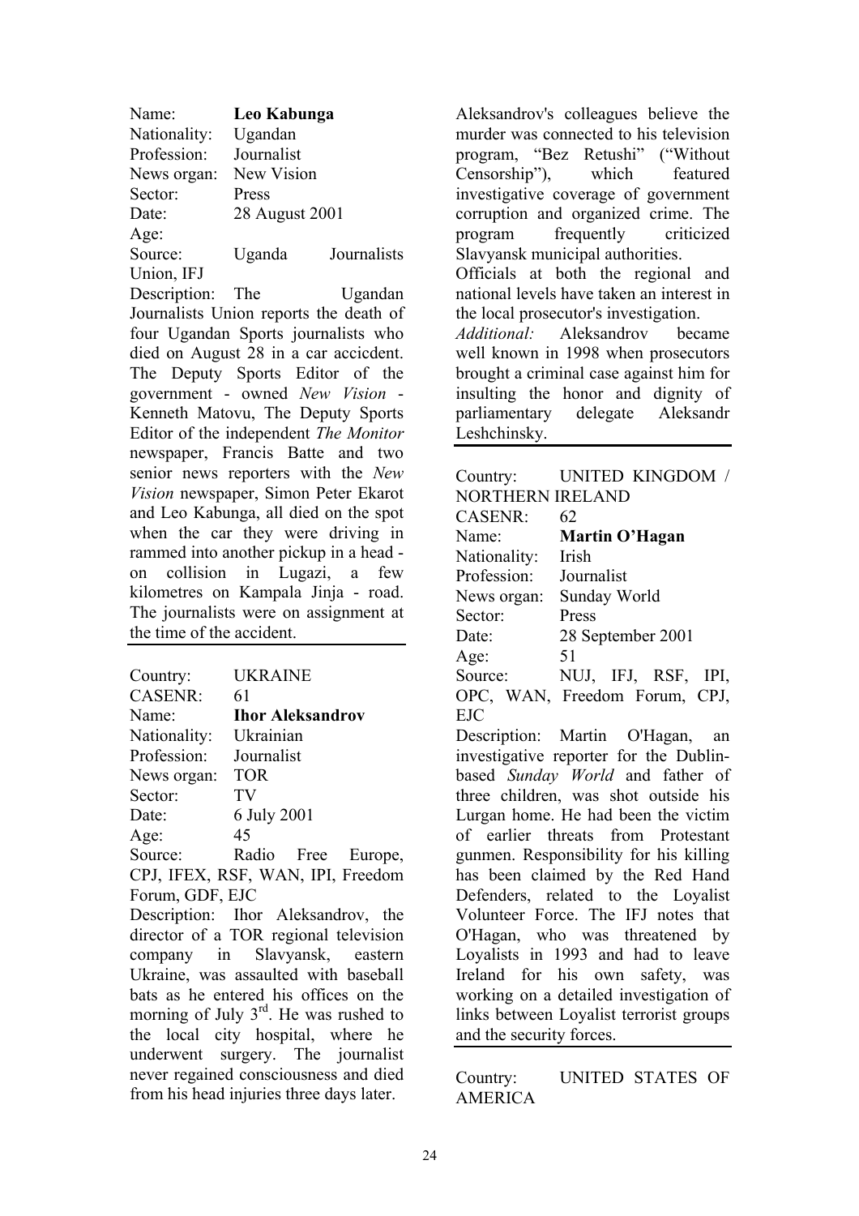Name: **Leo Kabunga**
Nationality: Ugandan
Profession: Journalist
News organ: New Vision
Sector: Press
Date: 28 August 2001
Age:
Source: Uganda Journalists Union, IFJ
Description: The Ugandan Journalists Union reports the death of four Ugandan Sports journalists who died on August 28 in a car accicdent. The Deputy Sports Editor of the government - owned *New Vision* - Kenneth Matovu, The Deputy Sports Editor of the independent *The Monitor* newspaper, Francis Batte and two senior news reporters with the *New Vision* newspaper, Simon Peter Ekarot and Leo Kabunga, all died on the spot when the car they were driving in rammed into another pickup in a head - on collision in Lugazi, a few kilometres on Kampala Jinja - road. The journalists were on assignment at the time of the accident.

---

Country: UKRAINE
CASENR: 61
Name: **Ihor Aleksandrov**
Nationality: Ukrainian
Profession: Journalist
News organ: TOR
Sector: TV
Date: 6 July 2001
Age: 45
Source: Radio Free Europe, CPJ, IFEX, RSF, WAN, IPI, Freedom Forum, GDF, EJC
Description: Ihor Aleksandrov, the director of a TOR regional television company in Slavyansk, eastern Ukraine, was assaulted with baseball bats as he entered his offices on the morning of July 3rd. He was rushed to the local city hospital, where he underwent surgery. The journalist never regained consciousness and died from his head injuries three days later.
Aleksandrov's colleagues believe the murder was connected to his television program, "Bez Retushi" ("Without Censorship"), which featured investigative coverage of government corruption and organized crime. The program frequently criticized Slavyansk municipal authorities.
Officials at both the regional and national levels have taken an interest in the local prosecutor's investigation.
*Additional:* Aleksandrov became well known in 1998 when prosecutors brought a criminal case against him for insulting the honor and dignity of parliamentary delegate Aleksandr Leshchinsky.

---

Country: UNITED KINGDOM / NORTHERN IRELAND
CASENR: 62
Name: **Martin O'Hagan**
Nationality: Irish
Profession: Journalist
News organ: Sunday World
Sector: Press
Date: 28 September 2001
Age: 51
Source: NUJ, IFJ, RSF, IPI, OPC, WAN, Freedom Forum, CPJ, EJC
Description: Martin O'Hagan, an investigative reporter for the Dublin-based *Sunday World* and father of three children, was shot outside his Lurgan home. He had been the victim of earlier threats from Protestant gunmen. Responsibility for his killing has been claimed by the Red Hand Defenders, related to the Loyalist Volunteer Force. The IFJ notes that O'Hagan, who was threatened by Loyalists in 1993 and had to leave Ireland for his own safety, was working on a detailed investigation of links between Loyalist terrorist groups and the security forces.

---

Country: UNITED STATES OF AMERICA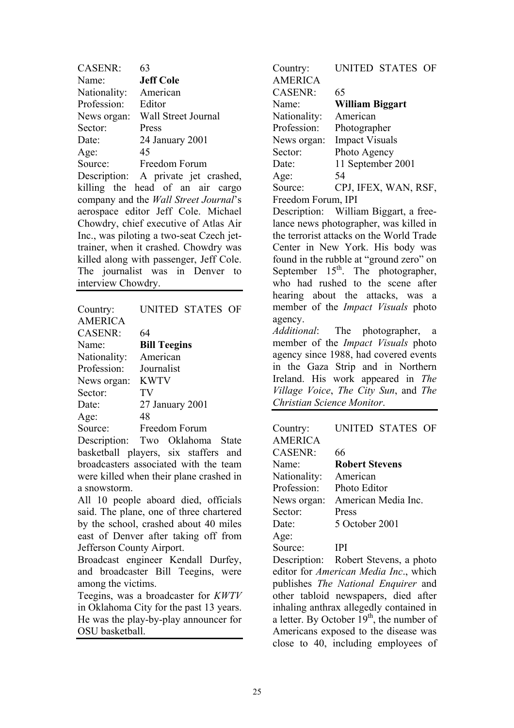CASENR: 63
Name: **Jeff Cole**
Nationality: American
Profession: Editor
News organ: Wall Street Journal
Sector: Press
Date: 24 January 2001
Age: 45
Source: Freedom Forum
Description: A private jet crashed, killing the head of an air cargo company and the *Wall Street Journal*'s aerospace editor Jeff Cole. Michael Chowdry, chief executive of Atlas Air Inc., was piloting a two-seat Czech jet-trainer, when it crashed. Chowdry was killed along with passenger, Jeff Cole. The journalist was in Denver to interview Chowdry.

---

Country: UNITED STATES OF AMERICA
CASENR: 64
Name: **Bill Teegins**
Nationality: American
Profession: Journalist
News organ: KWTV
Sector: TV
Date: 27 January 2001
Age: 48
Source: Freedom Forum
Description: Two Oklahoma State basketball players, six staffers and broadcasters associated with the team were killed when their plane crashed in a snowstorm.
All 10 people aboard died, officials said. The plane, one of three chartered by the school, crashed about 40 miles east of Denver after taking off from Jefferson County Airport.
Broadcast engineer Kendall Durfey, and broadcaster Bill Teegins, were among the victims.
Teegins, was a broadcaster for *KWTV* in Oklahoma City for the past 13 years. He was the play-by-play announcer for OSU basketball.

---

Country: UNITED STATES OF AMERICA
CASENR: 65
Name: **William Biggart**
Nationality: American
Profession: Photographer
News organ: Impact Visuals
Sector: Photo Agency
Date: 11 September 2001
Age: 54
Source: CPJ, IFEX, WAN, RSF, Freedom Forum, IPI
Description: William Biggart, a free-lance news photographer, was killed in the terrorist attacks on the World Trade Center in New York. His body was found in the rubble at "ground zero" on September 15th. The photographer, who had rushed to the scene after hearing about the attacks, was a member of the *Impact Visuals* photo agency.
*Additional*: The photographer, a member of the *Impact Visuals* photo agency since 1988, had covered events in the Gaza Strip and in Northern Ireland. His work appeared in *The Village Voice*, *The City Sun*, and *The Christian Science Monitor*.

---

Country: UNITED STATES OF AMERICA
CASENR: 66
Name: **Robert Stevens**
Nationality: American
Profession: Photo Editor
News organ: American Media Inc.
Sector: Press
Date: 5 October 2001
Age:
Source: IPI
Description: Robert Stevens, a photo editor for *American Media Inc*., which publishes *The National Enquirer* and other tabloid newspapers, died after inhaling anthrax allegedly contained in a letter. By October 19th, the number of Americans exposed to the disease was close to 40, including employees of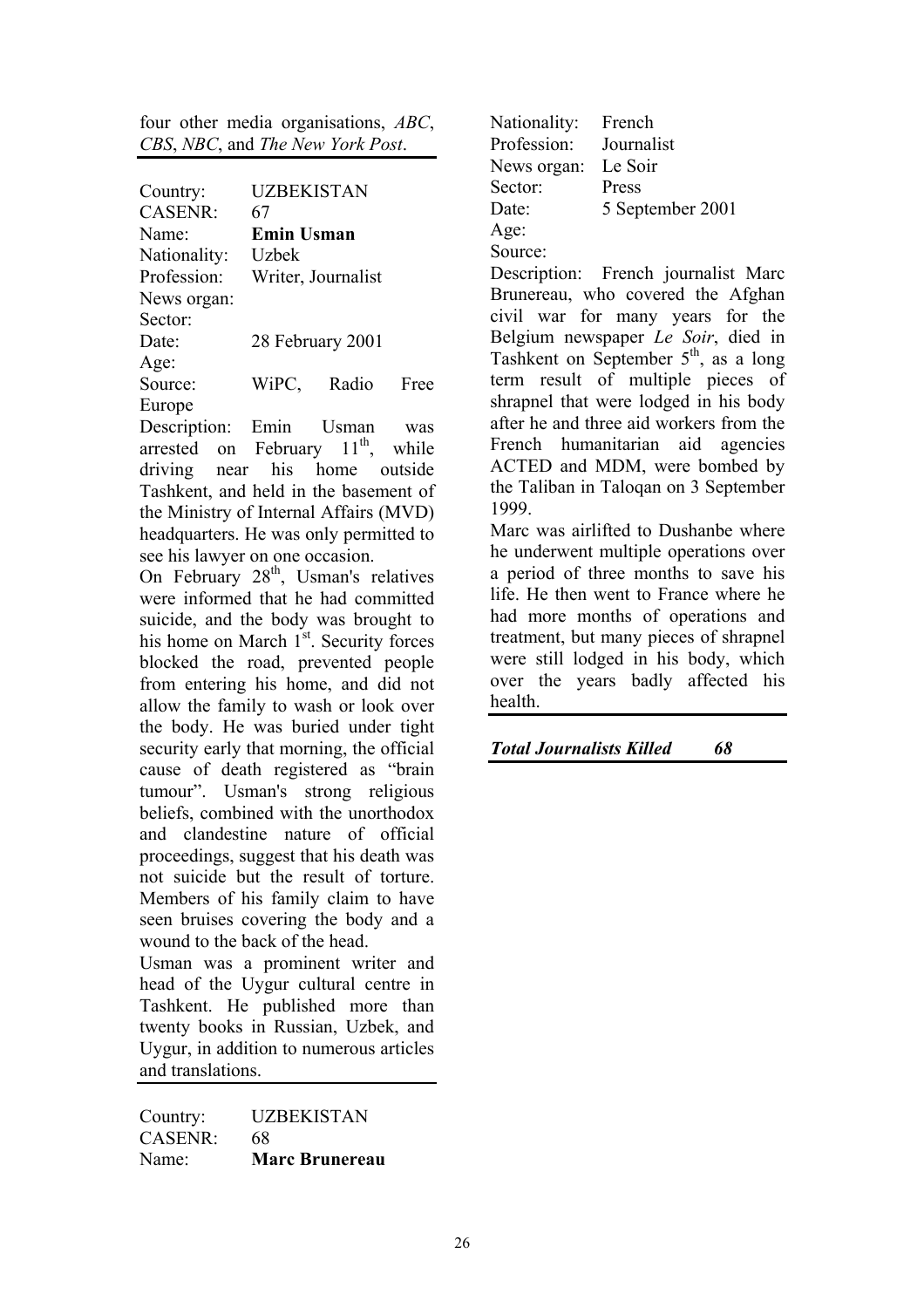four other media organisations, *ABC*, *CBS*, *NBC*, and *The New York Post*.

---

Country: UZBEKISTAN
CASENR: 67
Name: **Emin Usman**
Nationality: Uzbek
Profession: Writer, Journalist
News organ:
Sector:
Date: 28 February 2001
Age:
Source: WiPC, Radio Free Europe

Description: Emin Usman was arrested on February 11th, while driving near his home outside Tashkent, and held in the basement of the Ministry of Internal Affairs (MVD) headquarters. He was only permitted to see his lawyer on one occasion.

On February 28th, Usman's relatives were informed that he had committed suicide, and the body was brought to his home on March 1st. Security forces blocked the road, prevented people from entering his home, and did not allow the family to wash or look over the body. He was buried under tight security early that morning, the official cause of death registered as "brain tumour". Usman's strong religious beliefs, combined with the unorthodox and clandestine nature of official proceedings, suggest that his death was not suicide but the result of torture. Members of his family claim to have seen bruises covering the body and a wound to the back of the head.

Usman was a prominent writer and head of the Uygur cultural centre in Tashkent. He published more than twenty books in Russian, Uzbek, and Uygur, in addition to numerous articles and translations.

---

Country: UZBEKISTAN
CASENR: 68
Name: **Marc Brunereau**
Nationality: French
Profession: Journalist
News organ: Le Soir
Sector: Press
Date: 5 September 2001
Age:
Source:

Description: French journalist Marc Brunereau, who covered the Afghan civil war for many years for the Belgium newspaper *Le Soir*, died in Tashkent on September 5th, as a long term result of multiple pieces of shrapnel that were lodged in his body after he and three aid workers from the French humanitarian aid agencies ACTED and MDM, were bombed by the Taliban in Taloqan on 3 September 1999.

Marc was airlifted to Dushanbe where he underwent multiple operations over a period of three months to save his life. He then went to France where he had more months of operations and treatment, but many pieces of shrapnel were still lodged in his body, which over the years badly affected his health.

---

***Total Journalists Killed 68***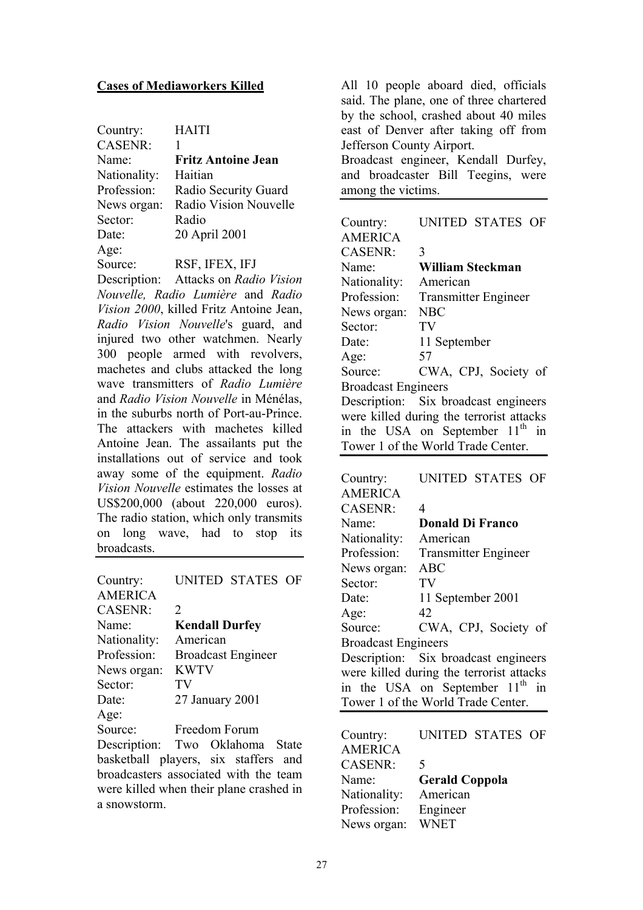**Cases of Mediaworkers Killed**

Country: HAITI
CASENR: 1
Name: **Fritz Antoine Jean**
Nationality: Haitian
Profession: Radio Security Guard
News organ: Radio Vision Nouvelle
Sector: Radio
Date: 20 April 2001
Age:
Source: RSF, IFEX, IFJ
Description: Attacks on *Radio Vision Nouvelle, Radio Lumière* and *Radio Vision 2000*, killed Fritz Antoine Jean, *Radio Vision Nouvelle*'s guard, and injured two other watchmen. Nearly 300 people armed with revolvers, machetes and clubs attacked the long wave transmitters of *Radio Lumière* and *Radio Vision Nouvelle* in Ménélas, in the suburbs north of Port-au-Prince. The attackers with machetes killed Antoine Jean. The assailants put the installations out of service and took away some of the equipment. *Radio Vision Nouvelle* estimates the losses at US$200,000 (about 220,000 euros). The radio station, which only transmits on long wave, had to stop its broadcasts.

---

Country: UNITED STATES OF AMERICA
CASENR: 2
Name: **Kendall Durfey**
Nationality: American
Profession: Broadcast Engineer
News organ: KWTV
Sector: TV
Date: 27 January 2001
Age:
Source: Freedom Forum
Description: Two Oklahoma State basketball players, six staffers and broadcasters associated with the team were killed when their plane crashed in a snowstorm. All 10 people aboard died, officials said. The plane, one of three chartered by the school, crashed about 40 miles east of Denver after taking off from Jefferson County Airport.
Broadcast engineer, Kendall Durfey, and broadcaster Bill Teegins, were among the victims.

---

Country: UNITED STATES OF AMERICA
CASENR: 3
Name: **William Steckman**
Nationality: American
Profession: Transmitter Engineer
News organ: NBC
Sector: TV
Date: 11 September
Age: 57
Source: CWA, CPJ, Society of Broadcast Engineers
Description: Six broadcast engineers were killed during the terrorist attacks in the USA on September 11th in Tower 1 of the World Trade Center.

---

Country: UNITED STATES OF AMERICA
CASENR: 4
Name: **Donald Di Franco**
Nationality: American
Profession: Transmitter Engineer
News organ: ABC
Sector: TV
Date: 11 September 2001
Age: 42
Source: CWA, CPJ, Society of Broadcast Engineers
Description: Six broadcast engineers were killed during the terrorist attacks in the USA on September 11th in Tower 1 of the World Trade Center.

---

Country: UNITED STATES OF AMERICA
CASENR: 5
Name: **Gerald Coppola**
Nationality: American
Profession: Engineer
News organ: WNET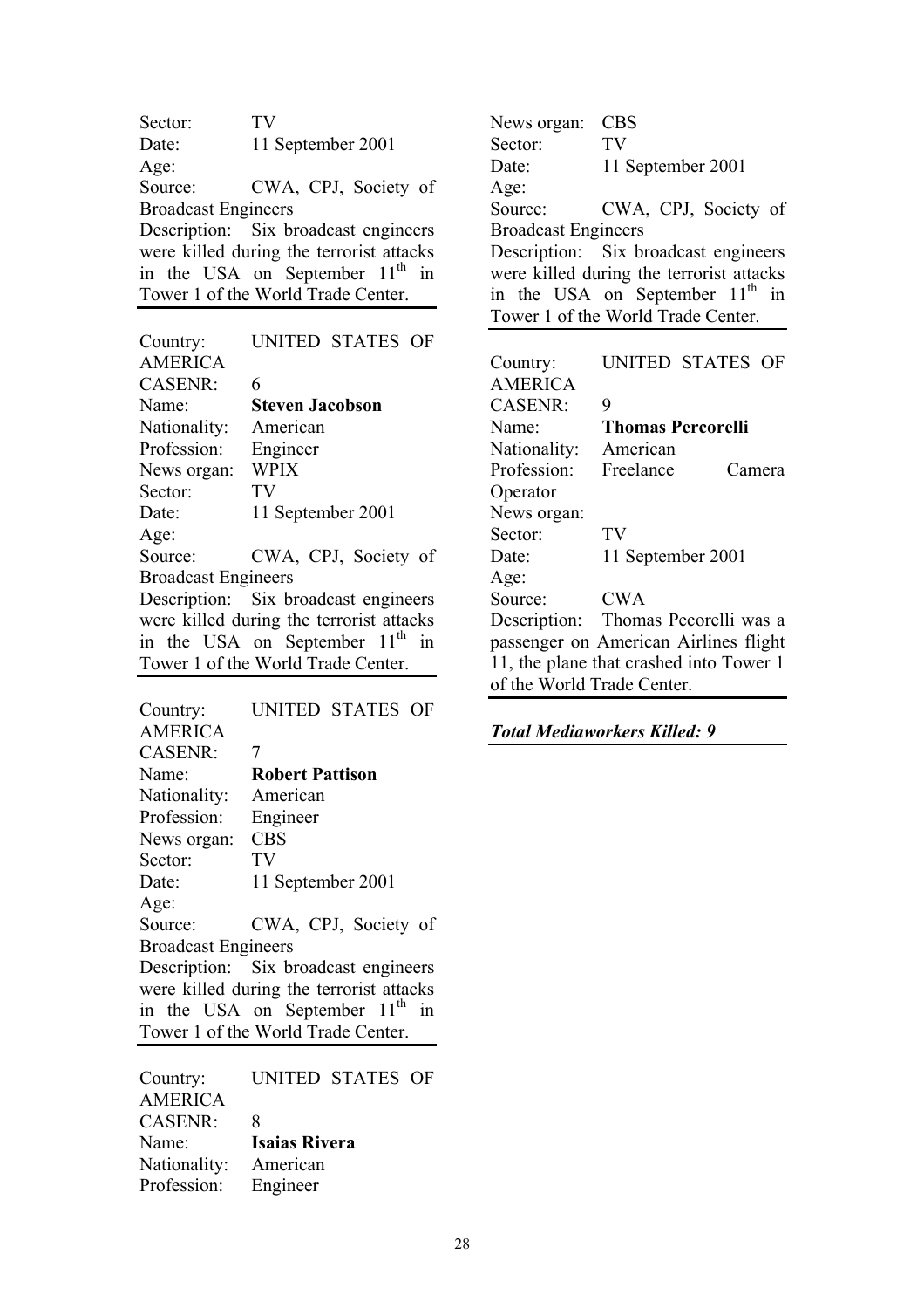Sector: TV
Date: 11 September 2001
Age:
Source: CWA, CPJ, Society of Broadcast Engineers
Description: Six broadcast engineers were killed during the terrorist attacks in the USA on September 11th in Tower 1 of the World Trade Center.

---

Country: UNITED STATES OF AMERICA
CASENR: 6
Name: **Steven Jacobson**
Nationality: American
Profession: Engineer
News organ: WPIX
Sector: TV
Date: 11 September 2001
Age:
Source: CWA, CPJ, Society of Broadcast Engineers
Description: Six broadcast engineers were killed during the terrorist attacks in the USA on September 11th in Tower 1 of the World Trade Center.

---

Country: UNITED STATES OF AMERICA
CASENR: 7
Name: **Robert Pattison**
Nationality: American
Profession: Engineer
News organ: CBS
Sector: TV
Date: 11 September 2001
Age:
Source: CWA, CPJ, Society of Broadcast Engineers
Description: Six broadcast engineers were killed during the terrorist attacks in the USA on September 11th in Tower 1 of the World Trade Center.

---

Country: UNITED STATES OF AMERICA
CASENR: 8
Name: **Isaias Rivera**
Nationality: American
Profession: Engineer
News organ: CBS
Sector: TV
Date: 11 September 2001
Age:
Source: CWA, CPJ, Society of Broadcast Engineers
Description: Six broadcast engineers were killed during the terrorist attacks in the USA on September 11th in Tower 1 of the World Trade Center.

---

Country: UNITED STATES OF AMERICA
CASENR: 9
Name: **Thomas Percorelli**
Nationality: American
Profession: Freelance Camera Operator
News organ:
Sector: TV
Date: 11 September 2001
Age:
Source: CWA
Description: Thomas Pecorelli was a passenger on American Airlines flight 11, the plane that crashed into Tower 1 of the World Trade Center.

---

***Total Mediaworkers Killed: 9***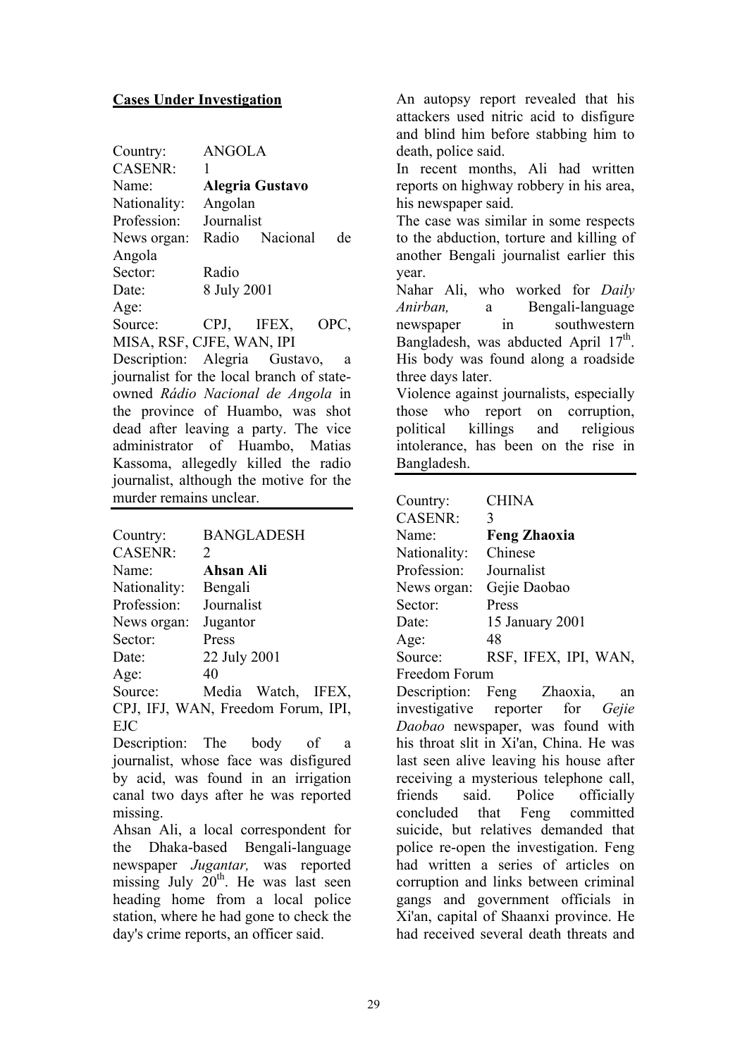**Cases Under Investigation**

Country: ANGOLA
CASENR: 1
Name: **Alegria Gustavo**
Nationality: Angolan
Profession: Journalist
News organ: Radio Nacional de Angola
Sector: Radio
Date: 8 July 2001
Age:
Source: CPJ, IFEX, OPC, MISA, RSF, CJFE, WAN, IPI
Description: Alegria Gustavo, a journalist for the local branch of state-owned *Rádio Nacional de Angola* in the province of Huambo, was shot dead after leaving a party. The vice administrator of Huambo, Matias Kassoma, allegedly killed the radio journalist, although the motive for the murder remains unclear.

---

Country: BANGLADESH
CASENR: 2
Name: **Ahsan Ali**
Nationality: Bengali
Profession: Journalist
News organ: Jugantor
Sector: Press
Date: 22 July 2001
Age: 40
Source: Media Watch, IFEX, CPJ, IFJ, WAN, Freedom Forum, IPI, EJC
Description: The body of a journalist, whose face was disfigured by acid, was found in an irrigation canal two days after he was reported missing.
Ahsan Ali, a local correspondent for the Dhaka-based Bengali-language newspaper *Jugantar,* was reported missing July 20th. He was last seen heading home from a local police station, where he had gone to check the day's crime reports, an officer said.
An autopsy report revealed that his attackers used nitric acid to disfigure and blind him before stabbing him to death, police said.
In recent months, Ali had written reports on highway robbery in his area, his newspaper said.
The case was similar in some respects to the abduction, torture and killing of another Bengali journalist earlier this year.
Nahar Ali, who worked for *Daily Anirban,* a Bengali-language newspaper in southwestern Bangladesh, was abducted April 17th. His body was found along a roadside three days later.
Violence against journalists, especially those who report on corruption, political killings and religious intolerance, has been on the rise in Bangladesh.

---

Country: CHINA
CASENR: 3
Name: **Feng Zhaoxia**
Nationality: Chinese
Profession: Journalist
News organ: Gejie Daobao
Sector: Press
Date: 15 January 2001
Age: 48
Source: RSF, IFEX, IPI, WAN, Freedom Forum
Description: Feng Zhaoxia, an investigative reporter for *Gejie Daobao* newspaper, was found with his throat slit in Xi'an, China. He was last seen alive leaving his house after receiving a mysterious telephone call, friends said. Police officially concluded that Feng committed suicide, but relatives demanded that police re-open the investigation. Feng had written a series of articles on corruption and links between criminal gangs and government officials in Xi'an, capital of Shaanxi province. He had received several death threats and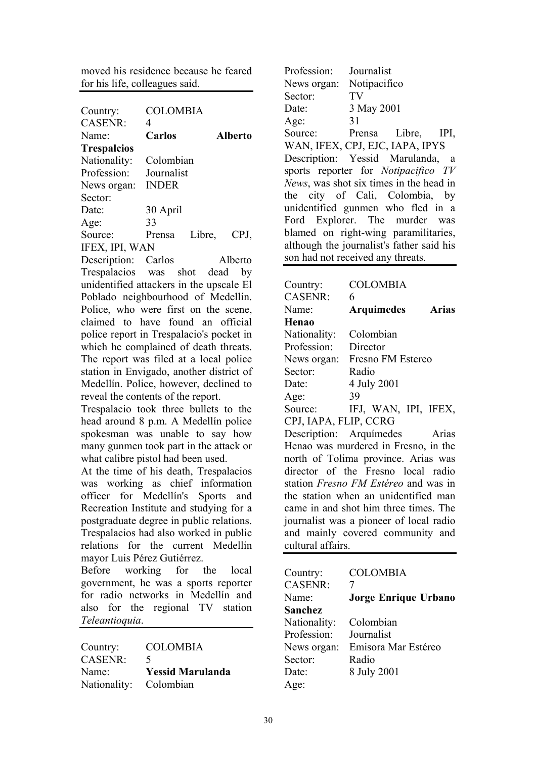moved his residence because he feared for his life, colleagues said.

---

Country: COLOMBIA
CASENR: 4
Name: **Carlos Alberto Trespalcios**
Nationality: Colombian
Profession: Journalist
News organ: INDER
Sector:
Date: 30 April
Age: 33
Source: Prensa Libre, CPJ, IFEX, IPI, WAN
Description: Carlos Alberto Trespalacios was shot dead by unidentified attackers in the upscale El Poblado neighbourhood of Medellín. Police, who were first on the scene, claimed to have found an official police report in Trespalacio's pocket in which he complained of death threats. The report was filed at a local police station in Envigado, another district of Medellín. Police, however, declined to reveal the contents of the report.
Trespalacio took three bullets to the head around 8 p.m. A Medellín police spokesman was unable to say how many gunmen took part in the attack or what calibre pistol had been used.
At the time of his death, Trespalacios was working as chief information officer for Medellín's Sports and Recreation Institute and studying for a postgraduate degree in public relations. Trespalacios had also worked in public relations for the current Medellín mayor Luis Pérez Gutiérrez.
Before working for the local government, he was a sports reporter for radio networks in Medellín and also for the regional TV station *Teleantioquia*.

---

Country: COLOMBIA
CASENR: 5
Name: **Yessid Marulanda**
Nationality: Colombian
Profession: Journalist
News organ: Notipacifico
Sector: TV
Date: 3 May 2001
Age: 31
Source: Prensa Libre, IPI, WAN, IFEX, CPJ, EJC, IAPA, IPYS
Description: Yessid Marulanda, a sports reporter for *Notipacifico TV News*, was shot six times in the head in the city of Cali, Colombia, by unidentified gunmen who fled in a Ford Explorer. The murder was blamed on right-wing paramilitaries, although the journalist's father said his son had not received any threats.

---

Country: COLOMBIA
CASENR: 6
Name: **Arquimedes Arias Henao**
Nationality: Colombian
Profession: Director
News organ: Fresno FM Estereo
Sector: Radio
Date: 4 July 2001
Age: 39
Source: IFJ, WAN, IPI, IFEX, CPJ, IAPA, FLIP, CCRG
Description: Arquímedes Arias Henao was murdered in Fresno, in the north of Tolima province. Arias was director of the Fresno local radio station *Fresno FM Estéreo* and was in the station when an unidentified man came in and shot him three times. The journalist was a pioneer of local radio and mainly covered community and cultural affairs.

---

Country: COLOMBIA
CASENR: 7
Name: **Jorge Enrique Urbano Sanchez**
Nationality: Colombian
Profession: Journalist
News organ: Emisora Mar Estéreo
Sector: Radio
Date: 8 July 2001
Age: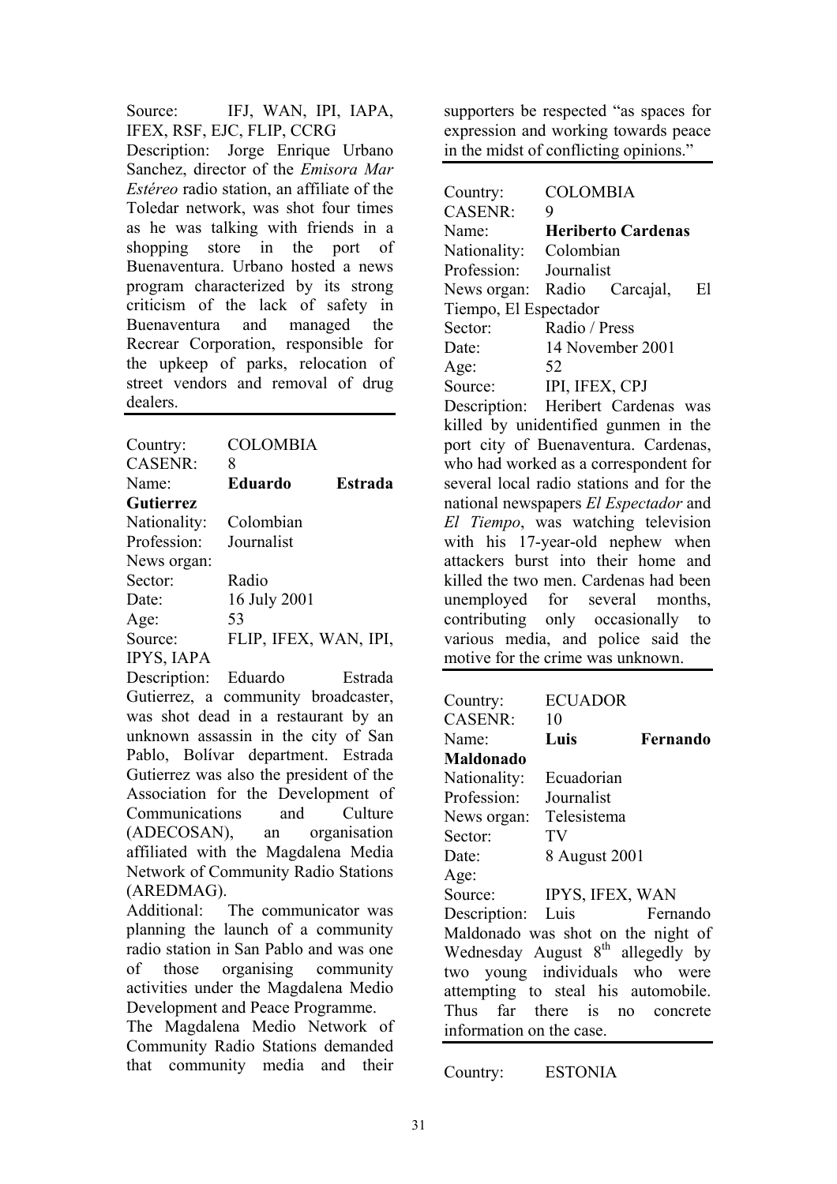Source: IFJ, WAN, IPI, IAPA, IFEX, RSF, EJC, FLIP, CCRG

Description: Jorge Enrique Urbano Sanchez, director of the *Emisora Mar Estéreo* radio station, an affiliate of the Toledar network, was shot four times as he was talking with friends in a shopping store in the port of Buenaventura. Urbano hosted a news program characterized by its strong criticism of the lack of safety in Buenaventura and managed the Recrear Corporation, responsible for the upkeep of parks, relocation of street vendors and removal of drug dealers.

---

Country: COLOMBIA
CASENR: 8
Name: **Eduardo Estrada Gutierrez**
Nationality: Colombian
Profession: Journalist
News organ:
Sector: Radio
Date: 16 July 2001
Age: 53
Source: FLIP, IFEX, WAN, IPI, IPYS, IAPA

Description: Eduardo Estrada Gutierrez, a community broadcaster, was shot dead in a restaurant by an unknown assassin in the city of San Pablo, Bolívar department. Estrada Gutierrez was also the president of the Association for the Development of Communications and Culture (ADECOSAN), an organisation affiliated with the Magdalena Media Network of Community Radio Stations (AREDMAG).

Additional: The communicator was planning the launch of a community radio station in San Pablo and was one of those organising community activities under the Magdalena Medio Development and Peace Programme.

The Magdalena Medio Network of Community Radio Stations demanded that community media and their supporters be respected "as spaces for expression and working towards peace in the midst of conflicting opinions."

---

Country: COLOMBIA
CASENR: 9
Name: **Heriberto Cardenas**
Nationality: Colombian
Profession: Journalist
News organ: Radio Carcajal, El Tiempo, El Espectador
Sector: Radio / Press
Date: 14 November 2001
Age: 52
Source: IPI, IFEX, CPJ

Description: Heribert Cardenas was killed by unidentified gunmen in the port city of Buenaventura. Cardenas, who had worked as a correspondent for several local radio stations and for the national newspapers *El Espectador* and *El Tiempo*, was watching television with his 17-year-old nephew when attackers burst into their home and killed the two men. Cardenas had been unemployed for several months, contributing only occasionally to various media, and police said the motive for the crime was unknown.

---

Country: ECUADOR
CASENR: 10
Name: **Luis Fernando Maldonado**
Nationality: Ecuadorian
Profession: Journalist
News organ: Telesistema
Sector: TV
Date: 8 August 2001
Age:
Source: IPYS, IFEX, WAN

Description: Luis Fernando Maldonado was shot on the night of Wednesday August 8th allegedly by two young individuals who were attempting to steal his automobile. Thus far there is no concrete information on the case.

---

Country: ESTONIA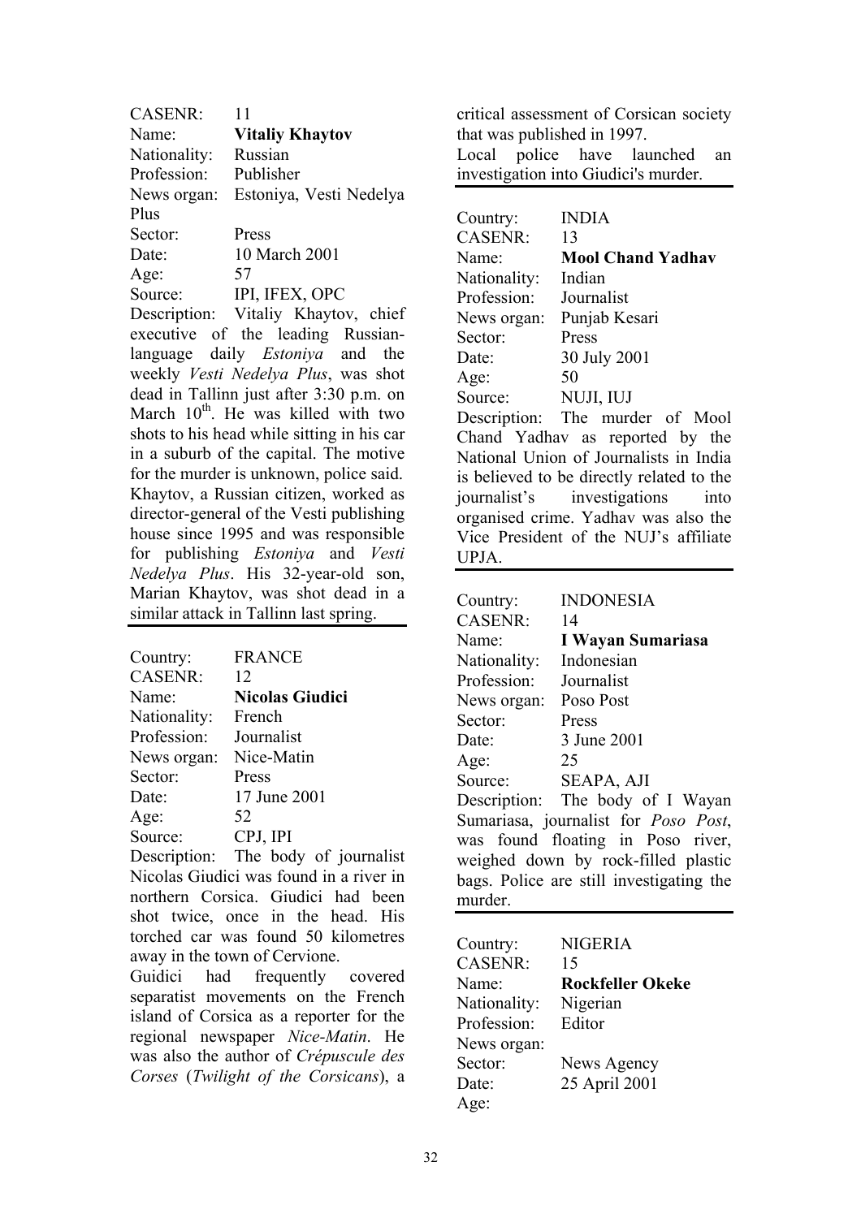CASENR: 11
Name: **Vitaliy Khaytov**
Nationality: Russian
Profession: Publisher
News organ: Estoniya, Vesti Nedelya Plus
Sector: Press
Date: 10 March 2001
Age: 57
Source: IPI, IFEX, OPC
Description: Vitaliy Khaytov, chief executive of the leading Russian-language daily *Estoniya* and the weekly *Vesti Nedelya Plus*, was shot dead in Tallinn just after 3:30 p.m. on March 10th. He was killed with two shots to his head while sitting in his car in a suburb of the capital. The motive for the murder is unknown, police said. Khaytov, a Russian citizen, worked as director-general of the Vesti publishing house since 1995 and was responsible for publishing *Estoniya* and *Vesti Nedelya Plus*. His 32-year-old son, Marian Khaytov, was shot dead in a similar attack in Tallinn last spring.

---

Country: FRANCE
CASENR: 12
Name: **Nicolas Giudici**
Nationality: French
Profession: Journalist
News organ: Nice-Matin
Sector: Press
Date: 17 June 2001
Age: 52
Source: CPJ, IPI
Description: The body of journalist Nicolas Giudici was found in a river in northern Corsica. Giudici had been shot twice, once in the head. His torched car was found 50 kilometres away in the town of Cervione.
Guidici had frequently covered separatist movements on the French island of Corsica as a reporter for the regional newspaper *Nice-Matin*. He was also the author of *Crépuscule des Corses* (*Twilight of the Corsicans*), a critical assessment of Corsican society that was published in 1997.
Local police have launched an investigation into Giudici's murder.

---

Country: INDIA
CASENR: 13
Name: **Mool Chand Yadhav**
Nationality: Indian
Profession: Journalist
News organ: Punjab Kesari
Sector: Press
Date: 30 July 2001
Age: 50
Source: NUJI, IUJ
Description: The murder of Mool Chand Yadhav as reported by the National Union of Journalists in India is believed to be directly related to the journalist's investigations into organised crime. Yadhav was also the Vice President of the NUJ's affiliate UPJA.

---

Country: INDONESIA
CASENR: 14
Name: **I Wayan Sumariasa**
Nationality: Indonesian
Profession: Journalist
News organ: Poso Post
Sector: Press
Date: 3 June 2001
Age: 25
Source: SEAPA, AJI
Description: The body of I Wayan Sumariasa, journalist for *Poso Post*, was found floating in Poso river, weighed down by rock-filled plastic bags. Police are still investigating the murder.

---

Country: NIGERIA
CASENR: 15
Name: **Rockfeller Okeke**
Nationality: Nigerian
Profession: Editor
News organ:
Sector: News Agency
Date: 25 April 2001
Age: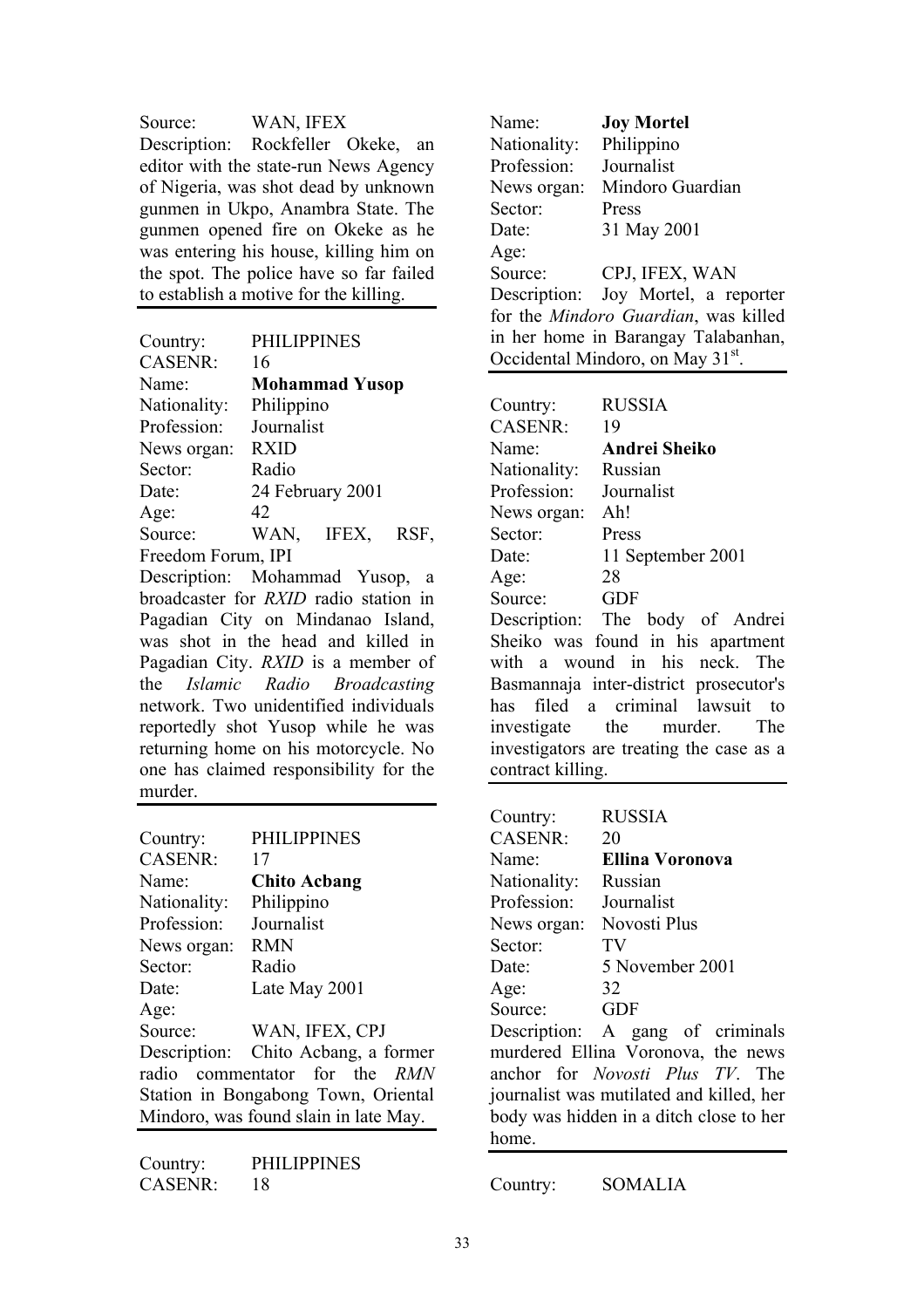Source: WAN, IFEX

Description: Rockfeller Okeke, an editor with the state-run News Agency of Nigeria, was shot dead by unknown gunmen in Ukpo, Anambra State. The gunmen opened fire on Okeke as he was entering his house, killing him on the spot. The police have so far failed to establish a motive for the killing.

---

Country: PHILIPPINES
CASENR: 16
Name: **Mohammad Yusop**
Nationality: Philippino
Profession: Journalist
News organ: RXID
Sector: Radio
Date: 24 February 2001
Age: 42
Source: WAN, IFEX, RSF, Freedom Forum, IPI

Description: Mohammad Yusop, a broadcaster for *RXID* radio station in Pagadian City on Mindanao Island, was shot in the head and killed in Pagadian City. *RXID* is a member of the *Islamic Radio Broadcasting* network. Two unidentified individuals reportedly shot Yusop while he was returning home on his motorcycle. No one has claimed responsibility for the murder.

---

Country: PHILIPPINES
CASENR: 17
Name: **Chito Acbang**
Nationality: Philippino
Profession: Journalist
News organ: RMN
Sector: Radio
Date: Late May 2001
Age:
Source: WAN, IFEX, CPJ

Description: Chito Acbang, a former radio commentator for the *RMN* Station in Bongabong Town, Oriental Mindoro, was found slain in late May.

---

Country: PHILIPPINES
CASENR: 18
Name: **Joy Mortel**
Nationality: Philippino
Profession: Journalist
News organ: Mindoro Guardian
Sector: Press
Date: 31 May 2001
Age:
Source: CPJ, IFEX, WAN

Description: Joy Mortel, a reporter for the *Mindoro Guardian*, was killed in her home in Barangay Talabanhan, Occidental Mindoro, on May 31st.

---

Country: RUSSIA
CASENR: 19
Name: **Andrei Sheiko**
Nationality: Russian
Profession: Journalist
News organ: Ah!
Sector: Press
Date: 11 September 2001
Age: 28
Source: GDF

Description: The body of Andrei Sheiko was found in his apartment with a wound in his neck. The Basmannaja inter-district prosecutor's has filed a criminal lawsuit to investigate the murder. The investigators are treating the case as a contract killing.

---

Country: RUSSIA
CASENR: 20
Name: **Ellina Voronova**
Nationality: Russian
Profession: Journalist
News organ: Novosti Plus
Sector: TV
Date: 5 November 2001
Age: 32
Source: GDF

Description: A gang of criminals murdered Ellina Voronova, the news anchor for *Novosti Plus TV*. The journalist was mutilated and killed, her body was hidden in a ditch close to her home.

---

Country: SOMALIA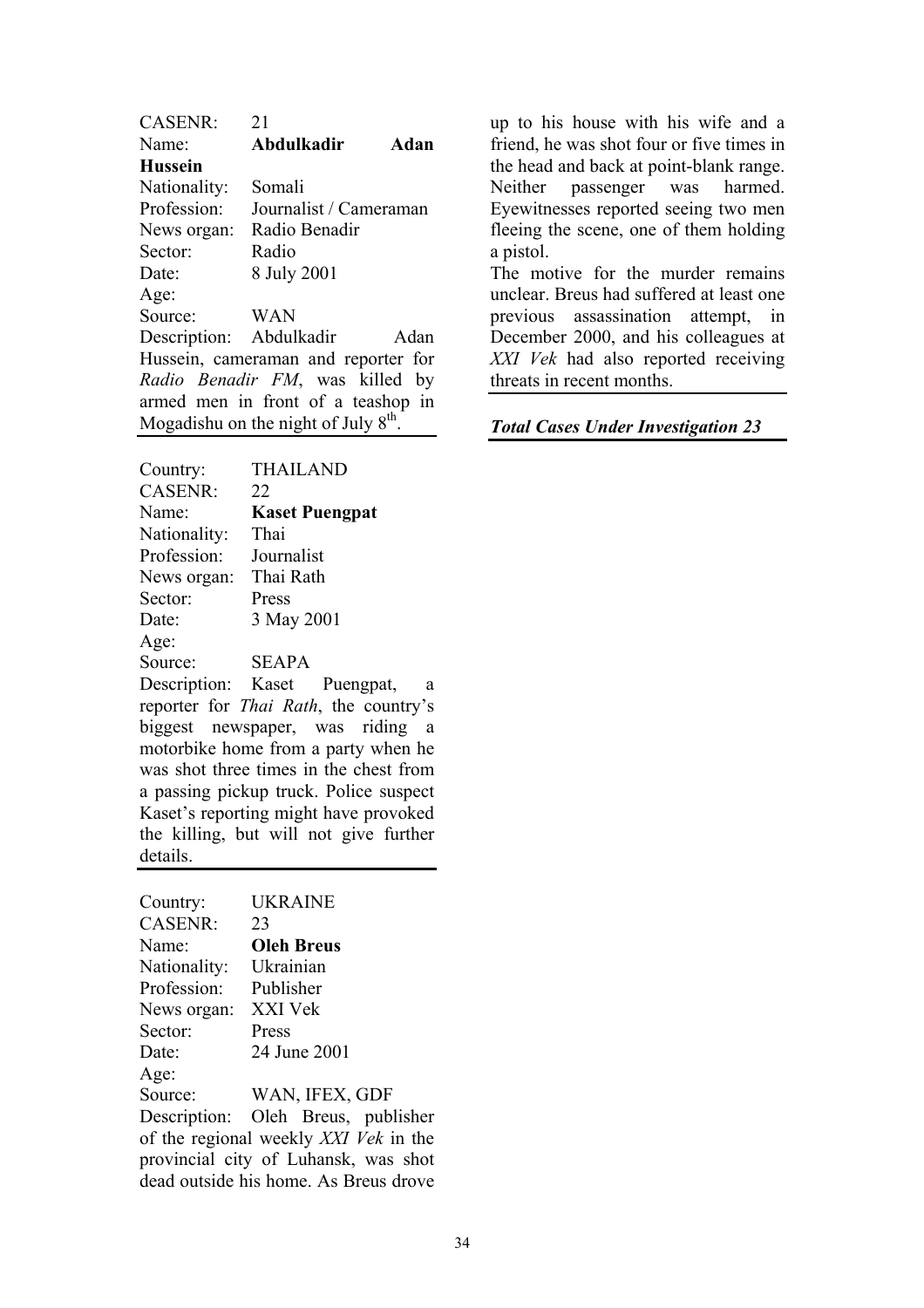CASENR: 21
Name: **Abdulkadir Adan Hussein**
Nationality: Somali
Profession: Journalist / Cameraman
News organ: Radio Benadir
Sector: Radio
Date: 8 July 2001
Age:
Source: WAN
Description: Abdulkadir Adan Hussein, cameraman and reporter for *Radio Benadir FM*, was killed by armed men in front of a teashop in Mogadishu on the night of July 8th.

---

Country: THAILAND
CASENR: 22
Name: **Kaset Puengpat**
Nationality: Thai
Profession: Journalist
News organ: Thai Rath
Sector: Press
Date: 3 May 2001
Age:
Source: SEAPA
Description: Kaset Puengpat, a reporter for *Thai Rath*, the country's biggest newspaper, was riding a motorbike home from a party when he was shot three times in the chest from a passing pickup truck. Police suspect Kaset's reporting might have provoked the killing, but will not give further details.

---

Country: UKRAINE
CASENR: 23
Name: **Oleh Breus**
Nationality: Ukrainian
Profession: Publisher
News organ: XXI Vek
Sector: Press
Date: 24 June 2001
Age:
Source: WAN, IFEX, GDF
Description: Oleh Breus, publisher of the regional weekly *XXI Vek* in the provincial city of Luhansk, was shot dead outside his home. As Breus drove up to his house with his wife and a friend, he was shot four or five times in the head and back at point-blank range. Neither passenger was harmed. Eyewitnesses reported seeing two men fleeing the scene, one of them holding a pistol.
The motive for the murder remains unclear. Breus had suffered at least one previous assassination attempt, in December 2000, and his colleagues at *XXI Vek* had also reported receiving threats in recent months.

---

***Total Cases Under Investigation 23***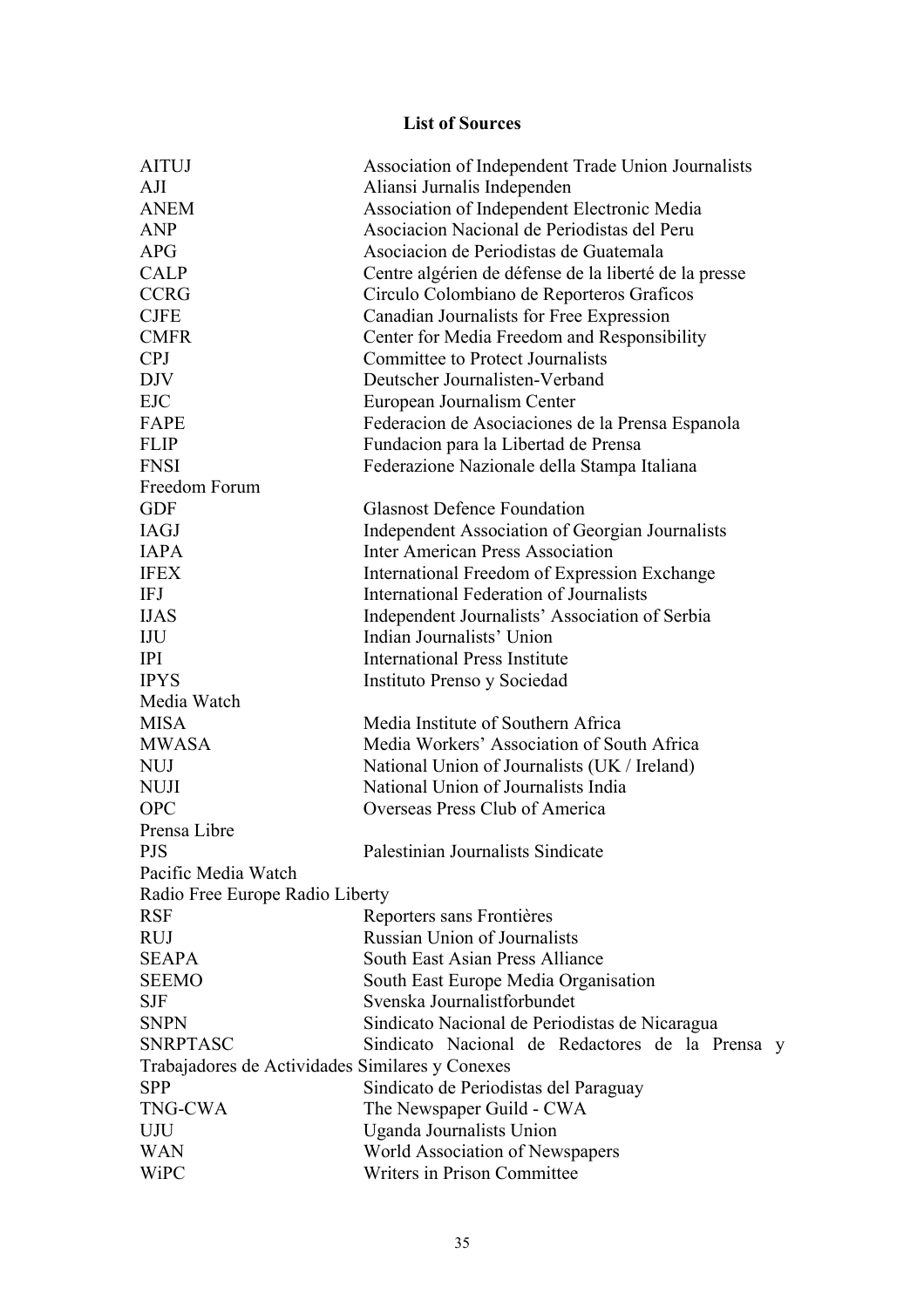# List of Sources

| | |
|---|---|
| AITUJ | Association of Independent Trade Union Journalists |
| AJI | Aliansi Jurnalis Independen |
| ANEM | Association of Independent Electronic Media |
| ANP | Asociacion Nacional de Periodistas del Peru |
| APG | Asociacion de Periodistas de Guatemala |
| CALP | Centre algérien de défense de la liberté de la presse |
| CCRG | Circulo Colombiano de Reporteros Graficos |
| CJFE | Canadian Journalists for Free Expression |
| CMFR | Center for Media Freedom and Responsibility |
| CPJ | Committee to Protect Journalists |
| DJV | Deutscher Journalisten-Verband |
| EJC | European Journalism Center |
| FAPE | Federacion de Asociaciones de la Prensa Espanola |
| FLIP | Fundacion para la Libertad de Prensa |
| FNSI | Federazione Nazionale della Stampa Italiana |
| Freedom Forum | |
| GDF | Glasnost Defence Foundation |
| IAGJ | Independent Association of Georgian Journalists |
| IAPA | Inter American Press Association |
| IFEX | International Freedom of Expression Exchange |
| IFJ | International Federation of Journalists |
| IJAS | Independent Journalists' Association of Serbia |
| IJU | Indian Journalists' Union |
| IPI | International Press Institute |
| IPYS | Instituto Prenso y Sociedad |
| Media Watch | |
| MISA | Media Institute of Southern Africa |
| MWASA | Media Workers' Association of South Africa |
| NUJ | National Union of Journalists (UK / Ireland) |
| NUJI | National Union of Journalists India |
| OPC | Overseas Press Club of America |
| Prensa Libre | |
| PJS | Palestinian Journalists Sindicate |
| Pacific Media Watch | |
| Radio Free Europe Radio Liberty | |
| RSF | Reporters sans Frontières |
| RUJ | Russian Union of Journalists |
| SEAPA | South East Asian Press Alliance |
| SEEMO | South East Europe Media Organisation |
| SJF | Svenska Journalistforbundet |
| SNPN | Sindicato Nacional de Periodistas de Nicaragua |
| SNRPTASC | Sindicato Nacional de Redactores de la Prensa y Trabajadores de Actividades Similares y Conexes |
| SPP | Sindicato de Periodistas del Paraguay |
| TNG-CWA | The Newspaper Guild - CWA |
| UJU | Uganda Journalists Union |
| WAN | World Association of Newspapers |
| WiPC | Writers in Prison Committee |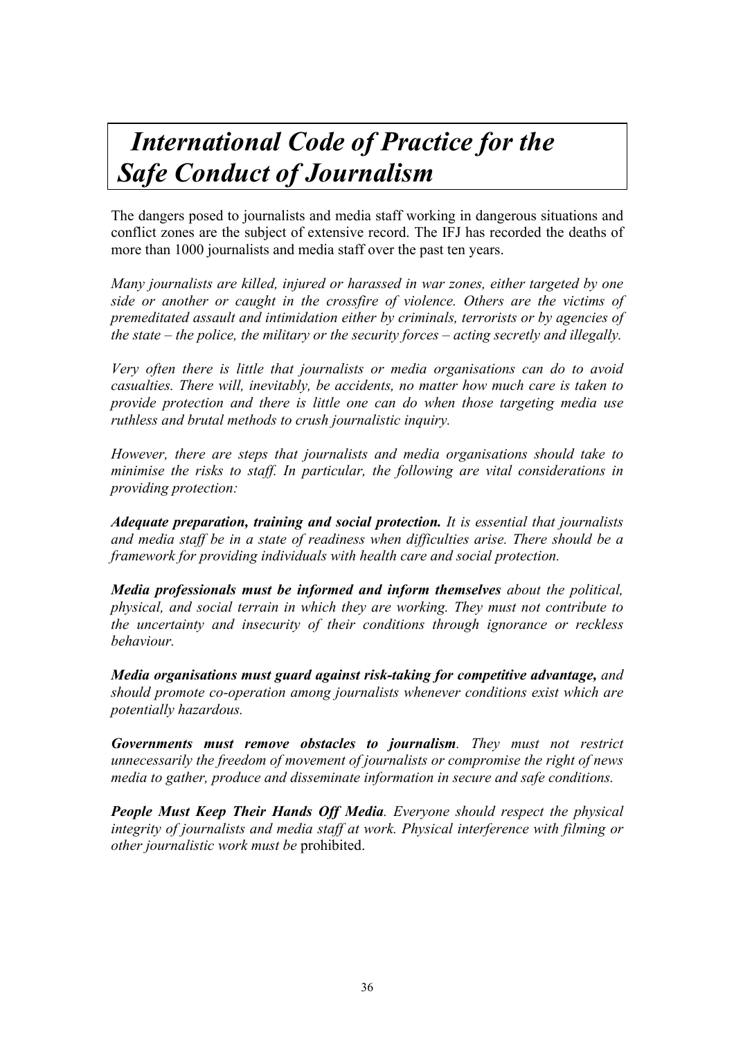# *International Code of Practice for the Safe Conduct of Journalism*

The dangers posed to journalists and media staff working in dangerous situations and conflict zones are the subject of extensive record. The IFJ has recorded the deaths of more than 1000 journalists and media staff over the past ten years.

*Many journalists are killed, injured or harassed in war zones, either targeted by one side or another or caught in the crossfire of violence. Others are the victims of premeditated assault and intimidation either by criminals, terrorists or by agencies of the state – the police, the military or the security forces – acting secretly and illegally.*

*Very often there is little that journalists or media organisations can do to avoid casualties. There will, inevitably, be accidents, no matter how much care is taken to provide protection and there is little one can do when those targeting media use ruthless and brutal methods to crush journalistic inquiry.*

*However, there are steps that journalists and media organisations should take to minimise the risks to staff. In particular, the following are vital considerations in providing protection:*

***Adequate preparation, training and social protection.*** *It is essential that journalists and media staff be in a state of readiness when difficulties arise. There should be a framework for providing individuals with health care and social protection.*

***Media professionals must be informed and inform themselves*** *about the political, physical, and social terrain in which they are working. They must not contribute to the uncertainty and insecurity of their conditions through ignorance or reckless behaviour.*

***Media organisations must guard against risk-taking for competitive advantage,*** *and should promote co-operation among journalists whenever conditions exist which are potentially hazardous.*

***Governments must remove obstacles to journalism****. They must not restrict unnecessarily the freedom of movement of journalists or compromise the right of news media to gather, produce and disseminate information in secure and safe conditions.*

***People Must Keep Their Hands Off Media****. Everyone should respect the physical integrity of journalists and media staff at work. Physical interference with filming or other journalistic work must be* prohibited.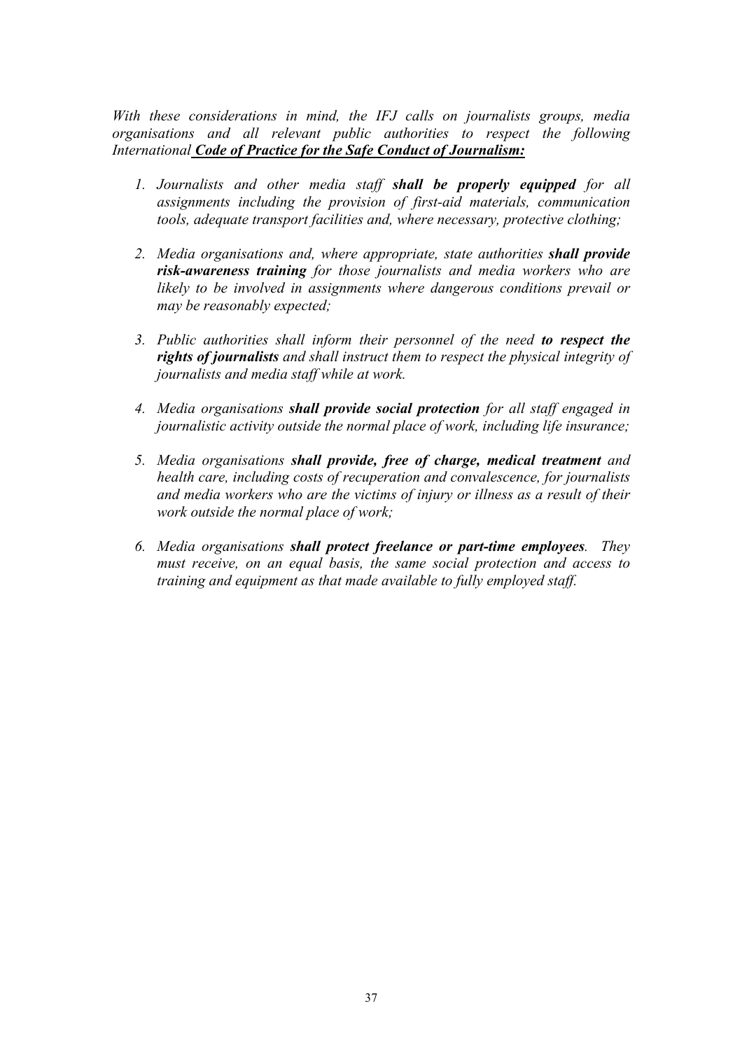*With these considerations in mind, the IFJ calls on journalists groups, media organisations and all relevant public authorities to respect the following International* ***Code of Practice for the Safe Conduct of Journalism:***

1. *Journalists and other media staff* ***shall be properly equipped*** *for all assignments including the provision of first-aid materials, communication tools, adequate transport facilities and, where necessary, protective clothing;*

2. *Media organisations and, where appropriate, state authorities* ***shall provide risk-awareness training*** *for those journalists and media workers who are likely to be involved in assignments where dangerous conditions prevail or may be reasonably expected;*

3. *Public authorities shall inform their personnel of the need* ***to respect the rights of journalists*** *and shall instruct them to respect the physical integrity of journalists and media staff while at work.*

4. *Media organisations* ***shall provide social protection*** *for all staff engaged in journalistic activity outside the normal place of work, including life insurance;*

5. *Media organisations* ***shall provide, free of charge, medical treatment*** *and health care, including costs of recuperation and convalescence, for journalists and media workers who are the victims of injury or illness as a result of their work outside the normal place of work;*

6. *Media organisations* ***shall protect freelance or part-time employees****. They must receive, on an equal basis, the same social protection and access to training and equipment as that made available to fully employed staff.*